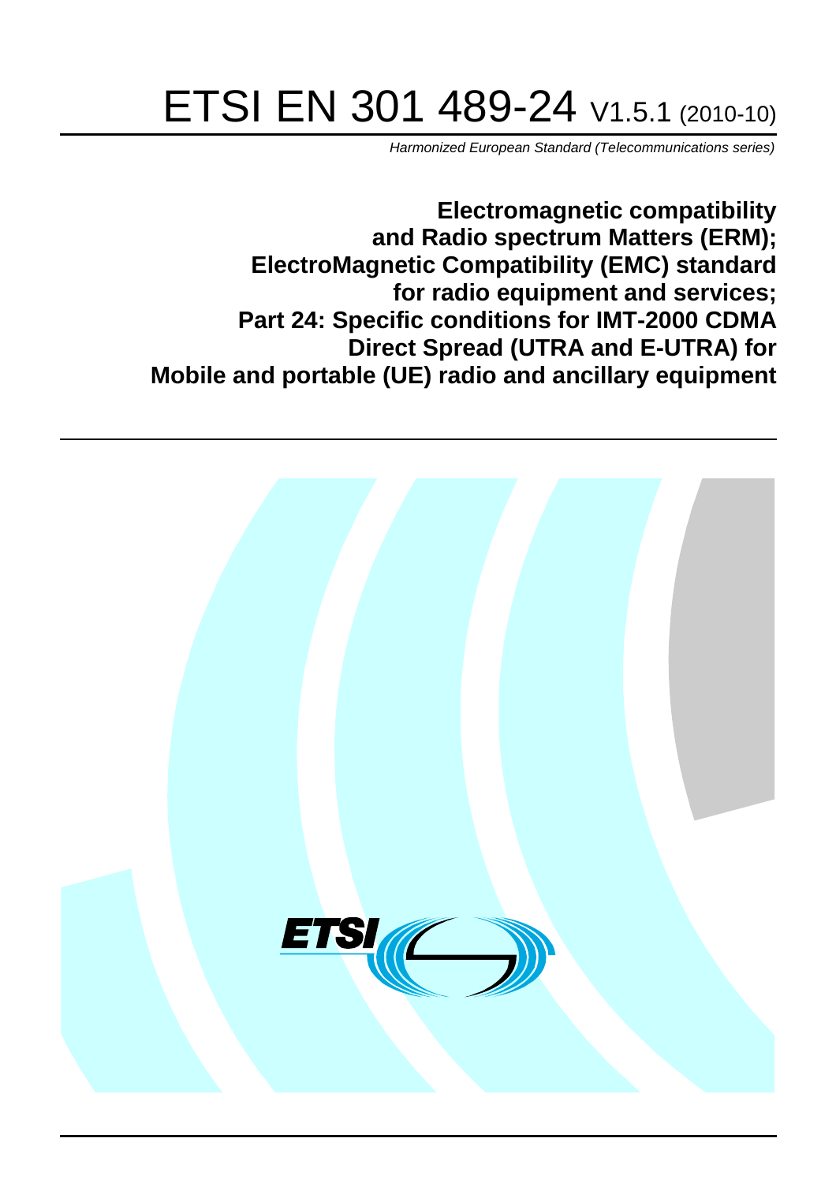# ETSI EN 301 489-24 V1.5.1 (2010-10)

*Harmonized European Standard (Telecommunications series)*

**Electromagnetic compatibility and Radio spectrum Matters (ERM); ElectroMagnetic Compatibility (EMC) standard for radio equipment and services; Part 24: Specific conditions for IMT-2000 CDMA Direct Spread (UTRA and E-UTRA) for Mobile and portable (UE) radio and ancillary equipment**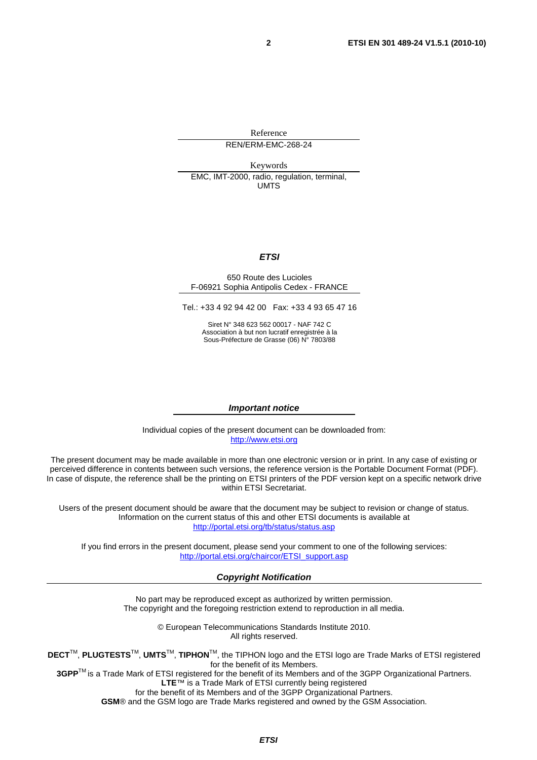Reference

REN/ERM-EMC-268-24

Keywords

EMC, IMT-2000, radio, regulation, terminal, UMTS

***ETSI***

650 Route des Lucioles
F-06921 Sophia Antipolis Cedex - FRANCE

Tel.: +33 4 92 94 42 00   Fax: +33 4 93 65 47 16

Siret N° 348 623 562 00017 - NAF 742 C
Association à but non lucratif enregistrée à la
Sous-Préfecture de Grasse (06) N° 7803/88

***Important notice***

Individual copies of the present document can be downloaded from:
http://www.etsi.org

The present document may be made available in more than one electronic version or in print. In any case of existing or perceived difference in contents between such versions, the reference version is the Portable Document Format (PDF). In case of dispute, the reference shall be the printing on ETSI printers of the PDF version kept on a specific network drive within ETSI Secretariat.

Users of the present document should be aware that the document may be subject to revision or change of status. Information on the current status of this and other ETSI documents is available at
http://portal.etsi.org/tb/status/status.asp

If you find errors in the present document, please send your comment to one of the following services:
http://portal.etsi.org/chaircor/ETSI_support.asp

***Copyright Notification***

No part may be reproduced except as authorized by written permission.
The copyright and the foregoing restriction extend to reproduction in all media.

© European Telecommunications Standards Institute 2010.
All rights reserved.

**DECT**™, **PLUGTESTS**™, **UMTS**™, **TIPHON**™, the TIPHON logo and the ETSI logo are Trade Marks of ETSI registered for the benefit of its Members.
**3GPP**™ is a Trade Mark of ETSI registered for the benefit of its Members and of the 3GPP Organizational Partners.
**LTE**™ is a Trade Mark of ETSI currently being registered
for the benefit of its Members and of the 3GPP Organizational Partners.
**GSM**® and the GSM logo are Trade Marks registered and owned by the GSM Association.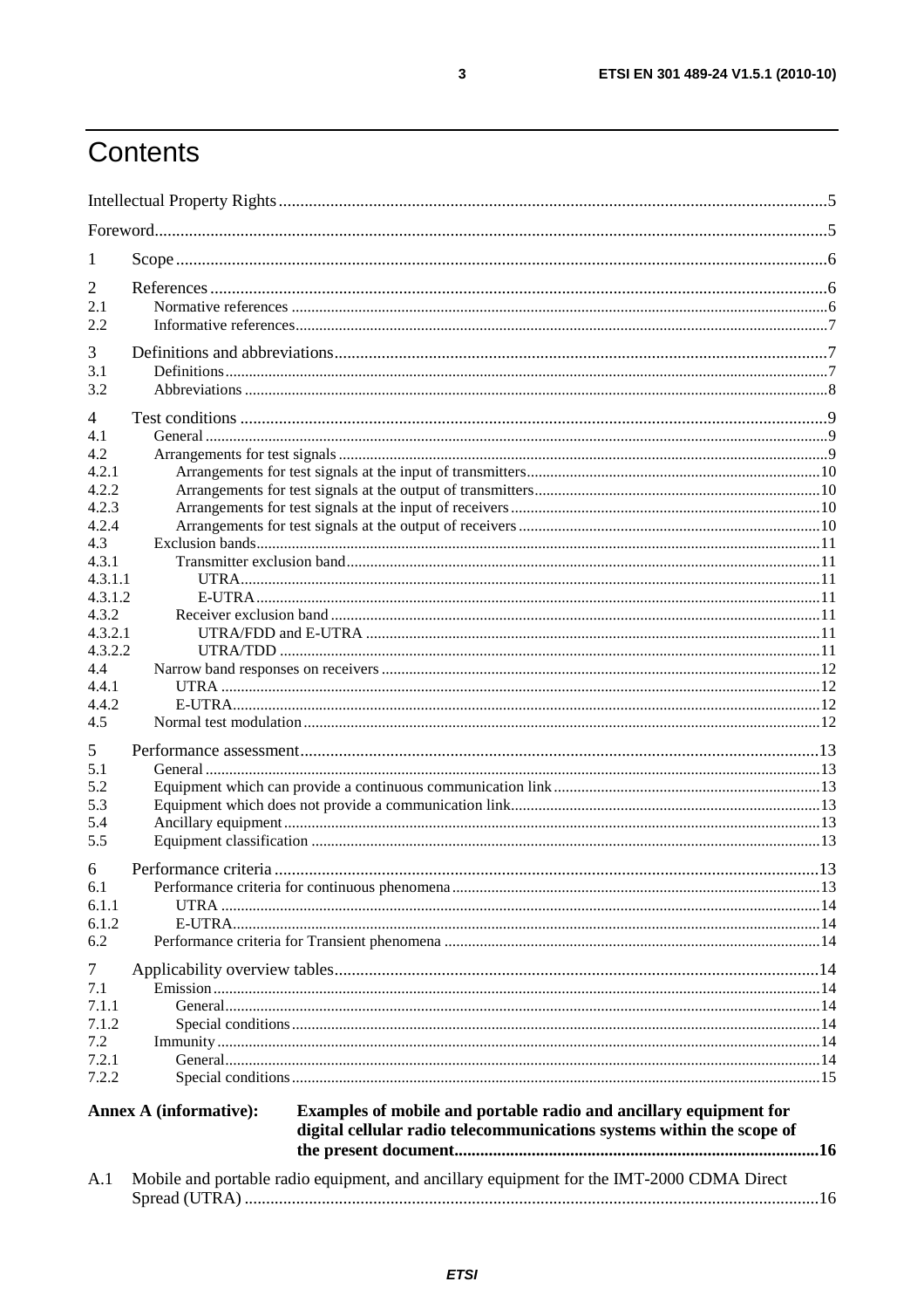# Contents

Intellectual Property Rights ....................................................................................................................... 5

Foreword ...................................................................................................................................................... 5

1 Scope ........................................................................................................................................................ 6

2 References ................................................................................................................................................ 6
2.1 Normative references ............................................................................................................................ 6
2.2 Informative references .......................................................................................................................... 7

3 Definitions and abbreviations ................................................................................................................. 7
3.1 Definitions ............................................................................................................................................ 7
3.2 Abbreviations ........................................................................................................................................ 8

4 Test conditions ......................................................................................................................................... 9
4.1 General ................................................................................................................................................. 9
4.2 Arrangements for test signals ................................................................................................................ 9
4.2.1 Arrangements for test signals at the input of transmitters .................................................................. 10
4.2.2 Arrangements for test signals at the output of transmitters ................................................................ 10
4.2.3 Arrangements for test signals at the input of receivers ...................................................................... 10
4.2.4 Arrangements for test signals at the output of receivers .................................................................... 10
4.3 Exclusion bands .................................................................................................................................... 11
4.3.1 Transmitter exclusion band ............................................................................................................... 11
4.3.1.1 UTRA ............................................................................................................................................. 11
4.3.1.2 E-UTRA .......................................................................................................................................... 11
4.3.2 Receiver exclusion band ................................................................................................................... 11
4.3.2.1 UTRA/FDD and E-UTRA .............................................................................................................. 11
4.3.2.2 UTRA/TDD .................................................................................................................................... 11
4.4 Narrow band responses on receivers .................................................................................................... 12
4.4.1 UTRA ............................................................................................................................................... 12
4.4.2 E-UTRA ............................................................................................................................................ 12
4.5 Normal test modulation ........................................................................................................................ 12

5 Performance assessment ........................................................................................................................ 13
5.1 General ................................................................................................................................................. 13
5.2 Equipment which can provide a continuous communication link ......................................................... 13
5.3 Equipment which does not provide a communication link .................................................................... 13
5.4 Ancillary equipment ............................................................................................................................. 13
5.5 Equipment classification ...................................................................................................................... 13

6 Performance criteria ............................................................................................................................... 13
6.1 Performance criteria for continuous phenomena ................................................................................... 13
6.1.1 UTRA ............................................................................................................................................... 14
6.1.2 E-UTRA ............................................................................................................................................ 14
6.2 Performance criteria for Transient phenomena ..................................................................................... 14

7 Applicability overview tables ................................................................................................................. 14
7.1 Emission ............................................................................................................................................... 14
7.1.1 General ............................................................................................................................................. 14
7.1.2 Special conditions ............................................................................................................................. 14
7.2 Immunity .............................................................................................................................................. 14
7.2.1 General ............................................................................................................................................. 14
7.2.2 Special conditions ............................................................................................................................. 15

**Annex A (informative): Examples of mobile and portable radio and ancillary equipment for digital cellular radio telecommunications systems within the scope of the present document .................................................................................... 16**

A.1 Mobile and portable radio equipment, and ancillary equipment for the IMT-2000 CDMA Direct Spread (UTRA) ...................................................................................................................................... 16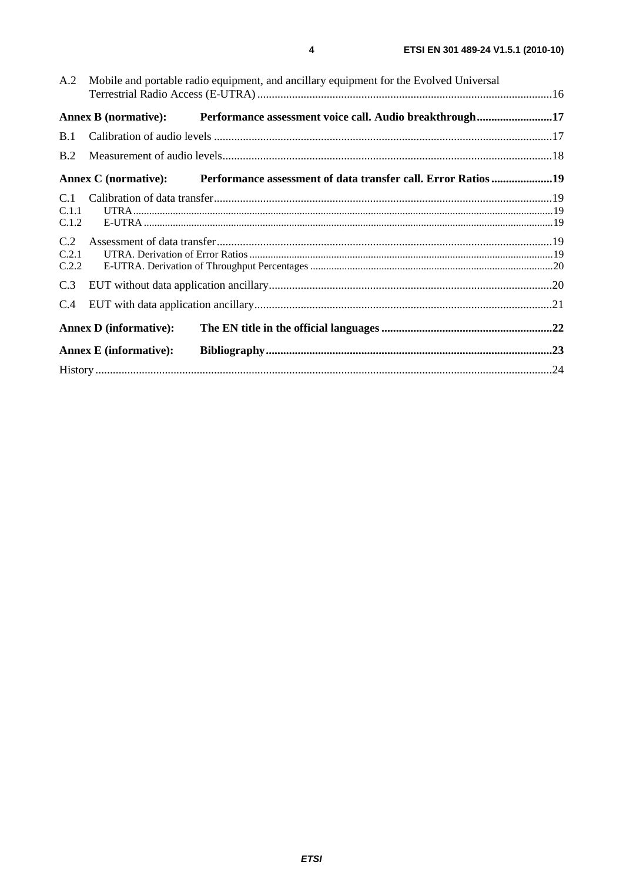A.2 Mobile and portable radio equipment, and ancillary equipment for the Evolved Universal Terrestrial Radio Access (E-UTRA) ....................................................................................................16

**Annex B (normative): Performance assessment voice call. Audio breakthrough..........................17**

B.1 Calibration of audio levels ....................................................................................................................17

B.2 Measurement of audio levels.................................................................................................................18

**Annex C (normative): Performance assessment of data transfer call. Error Ratios .....................19**

C.1 Calibration of data transfer....................................................................................................................19

C.1.1 UTRA...............................................................................................................................................19

C.1.2 E-UTRA...........................................................................................................................................19

C.2 Assessment of data transfer...................................................................................................................19

C.2.1 UTRA. Derivation of Error Ratios....................................................................................................19

C.2.2 E-UTRA. Derivation of Throughput Percentages............................................................................20

C.3 EUT without data application ancillary.................................................................................................20

C.4 EUT with data application ancillary......................................................................................................21

**Annex D (informative): The EN title in the official languages ...........................................................22**

**Annex E (informative): Bibliography..................................................................................................23**

History .............................................................................................................................................................24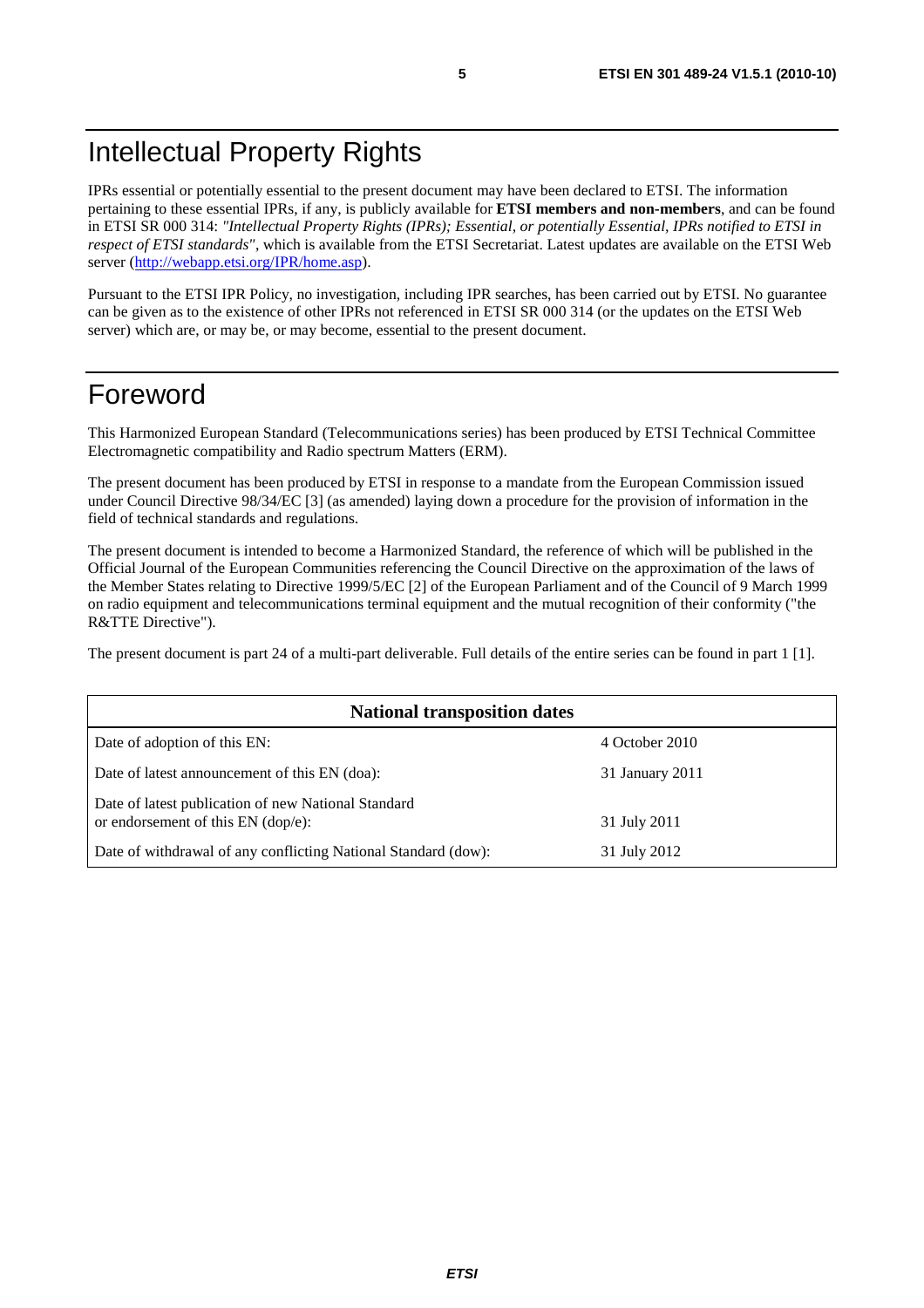# Intellectual Property Rights

IPRs essential or potentially essential to the present document may have been declared to ETSI. The information pertaining to these essential IPRs, if any, is publicly available for **ETSI members and non-members**, and can be found in ETSI SR 000 314: *"Intellectual Property Rights (IPRs); Essential, or potentially Essential, IPRs notified to ETSI in respect of ETSI standards"*, which is available from the ETSI Secretariat. Latest updates are available on the ETSI Web server (http://webapp.etsi.org/IPR/home.asp).

Pursuant to the ETSI IPR Policy, no investigation, including IPR searches, has been carried out by ETSI. No guarantee can be given as to the existence of other IPRs not referenced in ETSI SR 000 314 (or the updates on the ETSI Web server) which are, or may be, or may become, essential to the present document.

# Foreword

This Harmonized European Standard (Telecommunications series) has been produced by ETSI Technical Committee Electromagnetic compatibility and Radio spectrum Matters (ERM).

The present document has been produced by ETSI in response to a mandate from the European Commission issued under Council Directive 98/34/EC [3] (as amended) laying down a procedure for the provision of information in the field of technical standards and regulations.

The present document is intended to become a Harmonized Standard, the reference of which will be published in the Official Journal of the European Communities referencing the Council Directive on the approximation of the laws of the Member States relating to Directive 1999/5/EC [2] of the European Parliament and of the Council of 9 March 1999 on radio equipment and telecommunications terminal equipment and the mutual recognition of their conformity ("the R&TTE Directive").

The present document is part 24 of a multi-part deliverable. Full details of the entire series can be found in part 1 [1].

| **National transposition dates** | |
|---|---|
| Date of adoption of this EN: | 4 October 2010 |
| Date of latest announcement of this EN (doa): | 31 January 2011 |
| Date of latest publication of new National Standard or endorsement of this EN (dop/e): | 31 July 2011 |
| Date of withdrawal of any conflicting National Standard (dow): | 31 July 2012 |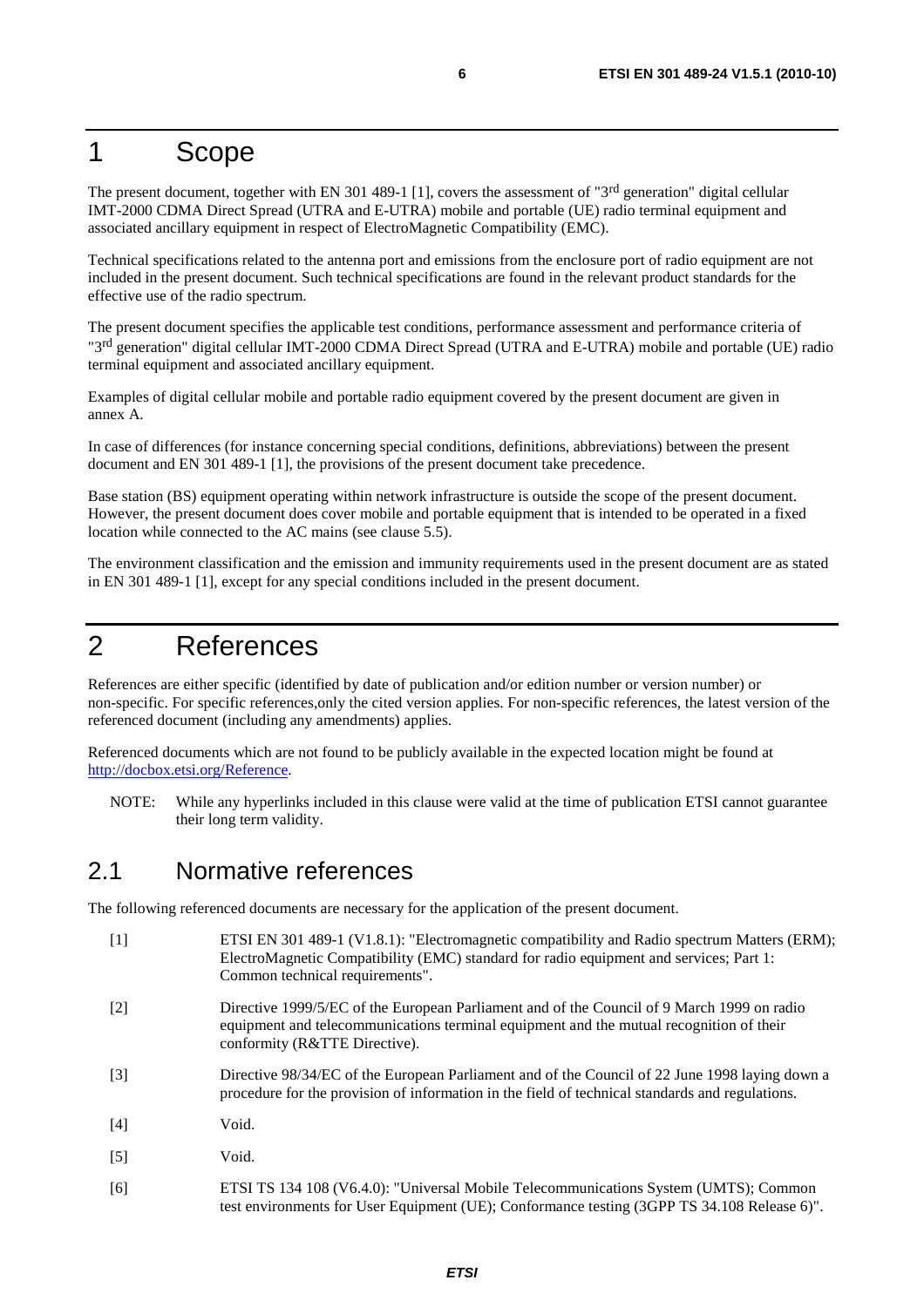# 1 Scope

The present document, together with EN 301 489-1 [1], covers the assessment of "3rd generation" digital cellular IMT-2000 CDMA Direct Spread (UTRA and E-UTRA) mobile and portable (UE) radio terminal equipment and associated ancillary equipment in respect of ElectroMagnetic Compatibility (EMC).

Technical specifications related to the antenna port and emissions from the enclosure port of radio equipment are not included in the present document. Such technical specifications are found in the relevant product standards for the effective use of the radio spectrum.

The present document specifies the applicable test conditions, performance assessment and performance criteria of "3rd generation" digital cellular IMT-2000 CDMA Direct Spread (UTRA and E-UTRA) mobile and portable (UE) radio terminal equipment and associated ancillary equipment.

Examples of digital cellular mobile and portable radio equipment covered by the present document are given in annex A.

In case of differences (for instance concerning special conditions, definitions, abbreviations) between the present document and EN 301 489-1 [1], the provisions of the present document take precedence.

Base station (BS) equipment operating within network infrastructure is outside the scope of the present document. However, the present document does cover mobile and portable equipment that is intended to be operated in a fixed location while connected to the AC mains (see clause 5.5).

The environment classification and the emission and immunity requirements used in the present document are as stated in EN 301 489-1 [1], except for any special conditions included in the present document.

# 2 References

References are either specific (identified by date of publication and/or edition number or version number) or non-specific. For specific references,only the cited version applies. For non-specific references, the latest version of the referenced document (including any amendments) applies.

Referenced documents which are not found to be publicly available in the expected location might be found at http://docbox.etsi.org/Reference.

NOTE: While any hyperlinks included in this clause were valid at the time of publication ETSI cannot guarantee their long term validity.

## 2.1 Normative references

The following referenced documents are necessary for the application of the present document.

[1] ETSI EN 301 489-1 (V1.8.1): "Electromagnetic compatibility and Radio spectrum Matters (ERM); ElectroMagnetic Compatibility (EMC) standard for radio equipment and services; Part 1: Common technical requirements".

[2] Directive 1999/5/EC of the European Parliament and of the Council of 9 March 1999 on radio equipment and telecommunications terminal equipment and the mutual recognition of their conformity (R&TTE Directive).

[3] Directive 98/34/EC of the European Parliament and of the Council of 22 June 1998 laying down a procedure for the provision of information in the field of technical standards and regulations.

[4] Void.

[5] Void.

[6] ETSI TS 134 108 (V6.4.0): "Universal Mobile Telecommunications System (UMTS); Common test environments for User Equipment (UE); Conformance testing (3GPP TS 34.108 Release 6)".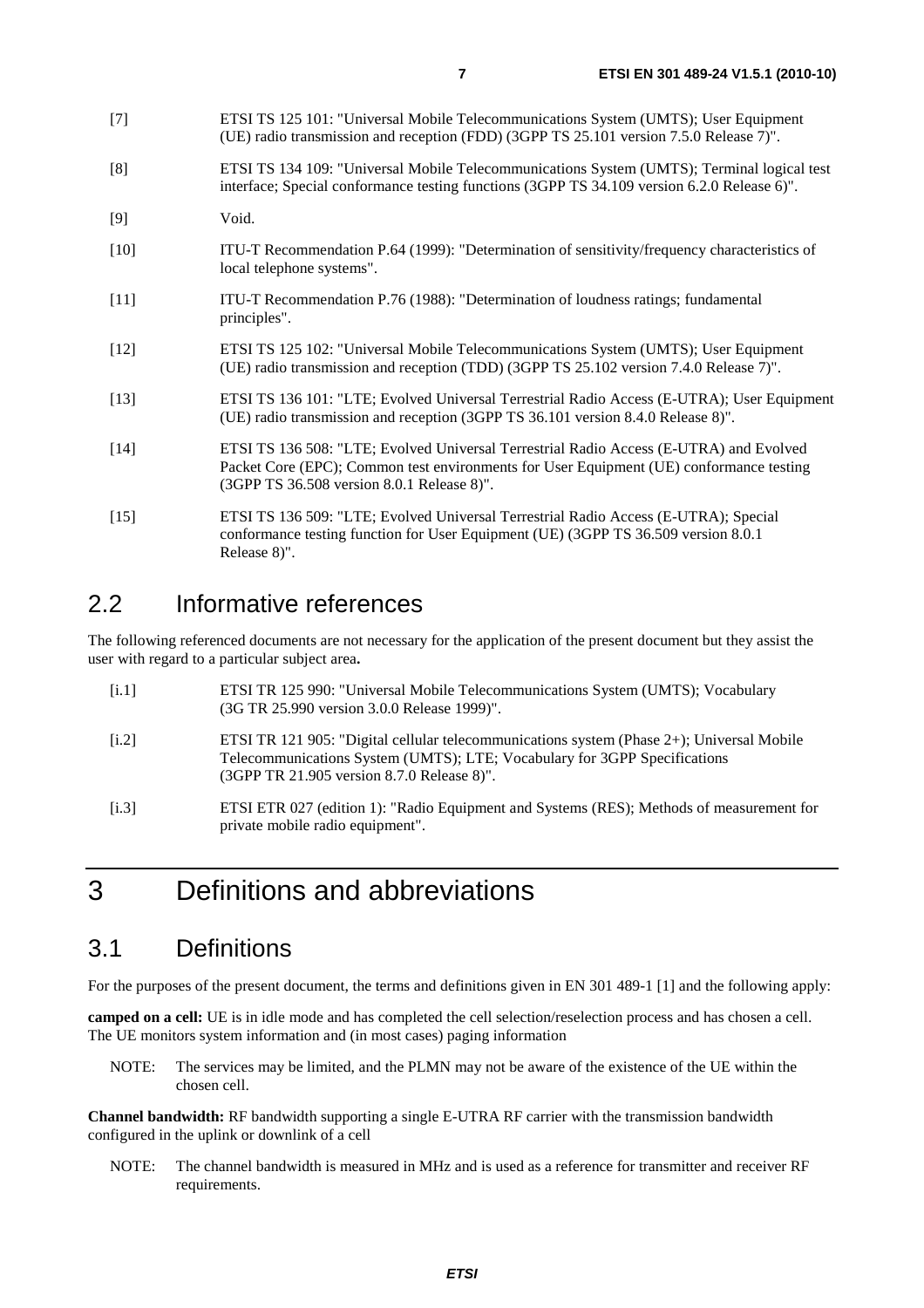[7] ETSI TS 125 101: "Universal Mobile Telecommunications System (UMTS); User Equipment (UE) radio transmission and reception (FDD) (3GPP TS 25.101 version 7.5.0 Release 7)".

[8] ETSI TS 134 109: "Universal Mobile Telecommunications System (UMTS); Terminal logical test interface; Special conformance testing functions (3GPP TS 34.109 version 6.2.0 Release 6)".

[9] Void.

[10] ITU-T Recommendation P.64 (1999): "Determination of sensitivity/frequency characteristics of local telephone systems".

[11] ITU-T Recommendation P.76 (1988): "Determination of loudness ratings; fundamental principles".

[12] ETSI TS 125 102: "Universal Mobile Telecommunications System (UMTS); User Equipment (UE) radio transmission and reception (TDD) (3GPP TS 25.102 version 7.4.0 Release 7)".

[13] ETSI TS 136 101: "LTE; Evolved Universal Terrestrial Radio Access (E-UTRA); User Equipment (UE) radio transmission and reception (3GPP TS 36.101 version 8.4.0 Release 8)".

[14] ETSI TS 136 508: "LTE; Evolved Universal Terrestrial Radio Access (E-UTRA) and Evolved Packet Core (EPC); Common test environments for User Equipment (UE) conformance testing (3GPP TS 36.508 version 8.0.1 Release 8)".

[15] ETSI TS 136 509: "LTE; Evolved Universal Terrestrial Radio Access (E-UTRA); Special conformance testing function for User Equipment (UE) (3GPP TS 36.509 version 8.0.1 Release 8)".

## 2.2 Informative references

The following referenced documents are not necessary for the application of the present document but they assist the user with regard to a particular subject area**.**

[i.1] ETSI TR 125 990: "Universal Mobile Telecommunications System (UMTS); Vocabulary (3G TR 25.990 version 3.0.0 Release 1999)".

[i.2] ETSI TR 121 905: "Digital cellular telecommunications system (Phase 2+); Universal Mobile Telecommunications System (UMTS); LTE; Vocabulary for 3GPP Specifications (3GPP TR 21.905 version 8.7.0 Release 8)".

[i.3] ETSI ETR 027 (edition 1): "Radio Equipment and Systems (RES); Methods of measurement for private mobile radio equipment".

# 3 Definitions and abbreviations

## 3.1 Definitions

For the purposes of the present document, the terms and definitions given in EN 301 489-1 [1] and the following apply:

**camped on a cell:** UE is in idle mode and has completed the cell selection/reselection process and has chosen a cell. The UE monitors system information and (in most cases) paging information

NOTE: The services may be limited, and the PLMN may not be aware of the existence of the UE within the chosen cell.

**Channel bandwidth:** RF bandwidth supporting a single E-UTRA RF carrier with the transmission bandwidth configured in the uplink or downlink of a cell

NOTE: The channel bandwidth is measured in MHz and is used as a reference for transmitter and receiver RF requirements.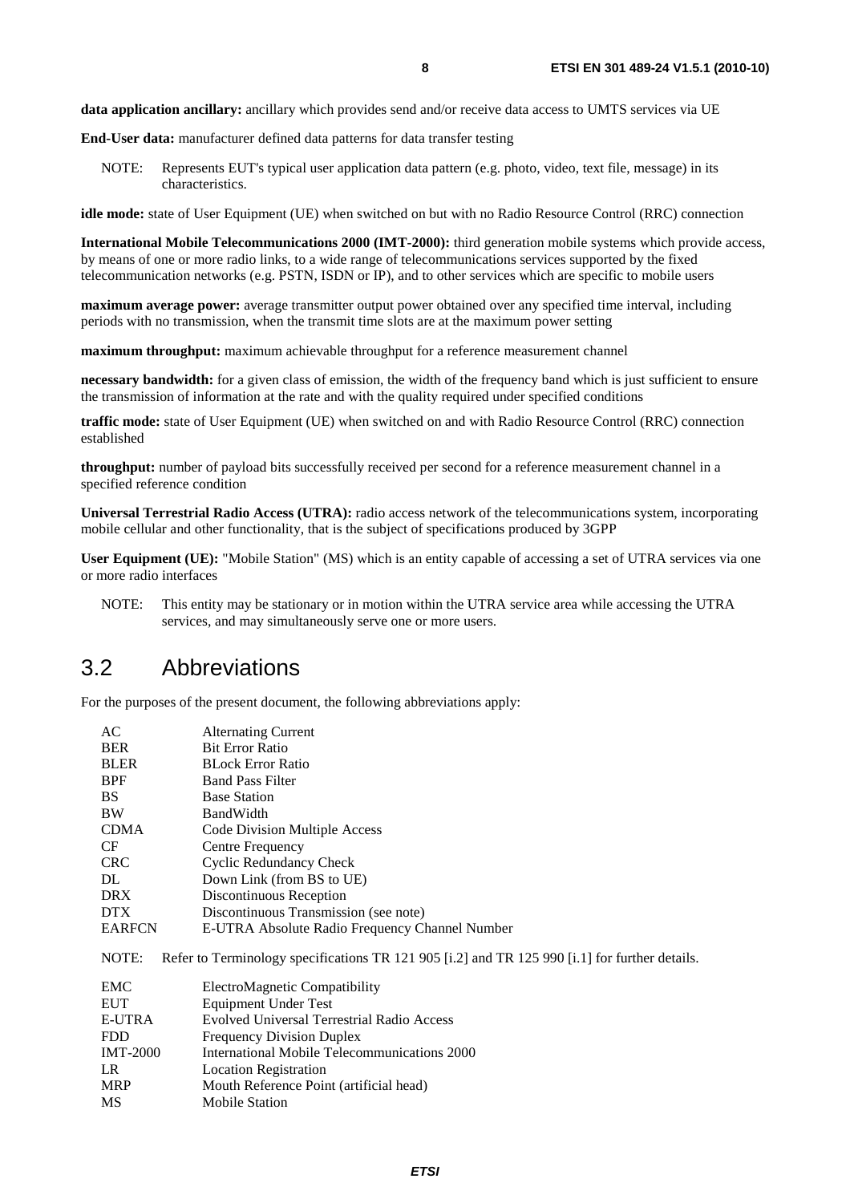**data application ancillary:** ancillary which provides send and/or receive data access to UMTS services via UE

**End-User data:** manufacturer defined data patterns for data transfer testing

NOTE: Represents EUT's typical user application data pattern (e.g. photo, video, text file, message) in its characteristics.

**idle mode:** state of User Equipment (UE) when switched on but with no Radio Resource Control (RRC) connection

**International Mobile Telecommunications 2000 (IMT-2000):** third generation mobile systems which provide access, by means of one or more radio links, to a wide range of telecommunications services supported by the fixed telecommunication networks (e.g. PSTN, ISDN or IP), and to other services which are specific to mobile users

**maximum average power:** average transmitter output power obtained over any specified time interval, including periods with no transmission, when the transmit time slots are at the maximum power setting

**maximum throughput:** maximum achievable throughput for a reference measurement channel

**necessary bandwidth:** for a given class of emission, the width of the frequency band which is just sufficient to ensure the transmission of information at the rate and with the quality required under specified conditions

**traffic mode:** state of User Equipment (UE) when switched on and with Radio Resource Control (RRC) connection established

**throughput:** number of payload bits successfully received per second for a reference measurement channel in a specified reference condition

**Universal Terrestrial Radio Access (UTRA):** radio access network of the telecommunications system, incorporating mobile cellular and other functionality, that is the subject of specifications produced by 3GPP

**User Equipment (UE):** "Mobile Station" (MS) which is an entity capable of accessing a set of UTRA services via one or more radio interfaces

NOTE: This entity may be stationary or in motion within the UTRA service area while accessing the UTRA services, and may simultaneously serve one or more users.

## 3.2 Abbreviations

For the purposes of the present document, the following abbreviations apply:

| | |
|---|---|
| AC | Alternating Current |
| BER | Bit Error Ratio |
| BLER | BLock Error Ratio |
| BPF | Band Pass Filter |
| BS | Base Station |
| BW | BandWidth |
| CDMA | Code Division Multiple Access |
| CF | Centre Frequency |
| CRC | Cyclic Redundancy Check |
| DL | Down Link (from BS to UE) |
| DRX | Discontinuous Reception |
| DTX | Discontinuous Transmission (see note) |
| EARFCN | E-UTRA Absolute Radio Frequency Channel Number |

NOTE: Refer to Terminology specifications TR 121 905 [i.2] and TR 125 990 [i.1] for further details.

| | |
|---|---|
| EMC | ElectroMagnetic Compatibility |
| EUT | Equipment Under Test |
| E-UTRA | Evolved Universal Terrestrial Radio Access |
| FDD | Frequency Division Duplex |
| IMT-2000 | International Mobile Telecommunications 2000 |
| LR | Location Registration |
| MRP | Mouth Reference Point (artificial head) |
| MS | Mobile Station |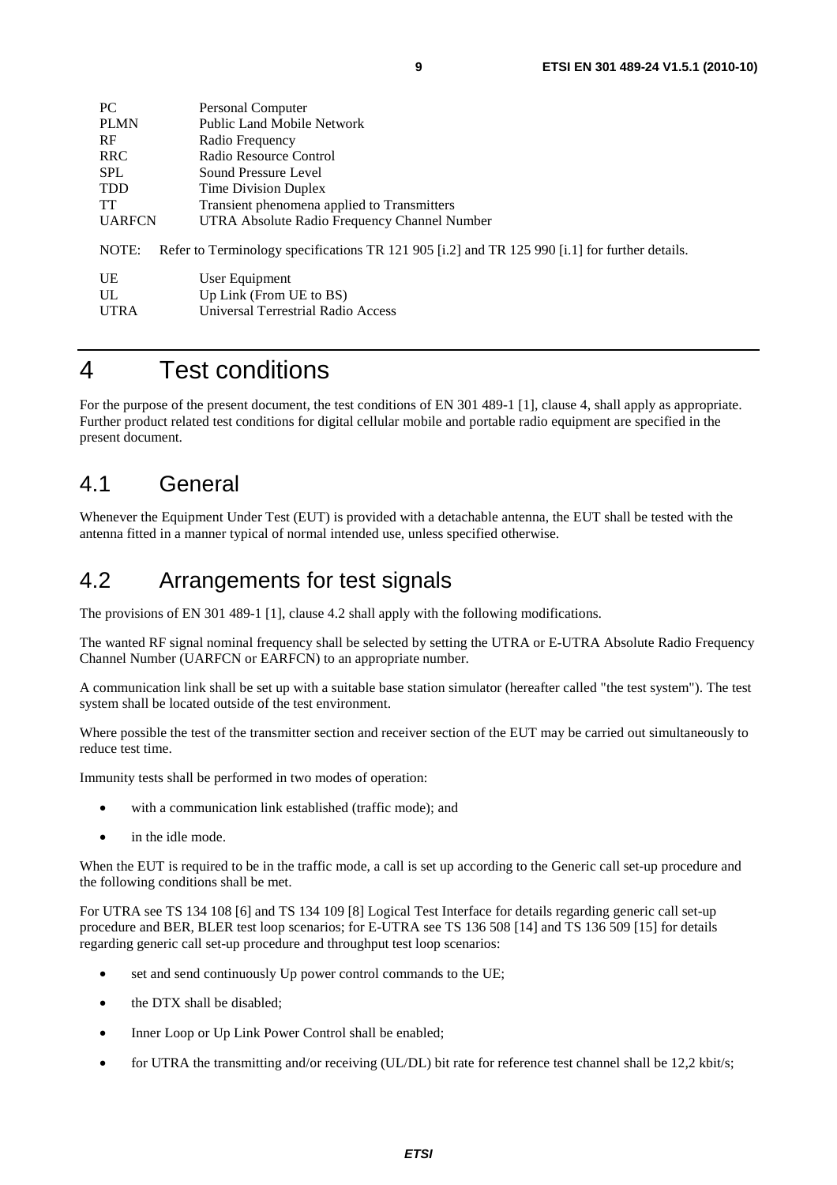| | |
|---|---|
| PC | Personal Computer |
| PLMN | Public Land Mobile Network |
| RF | Radio Frequency |
| RRC | Radio Resource Control |
| SPL | Sound Pressure Level |
| TDD | Time Division Duplex |
| TT | Transient phenomena applied to Transmitters |
| UARFCN | UTRA Absolute Radio Frequency Channel Number |

NOTE: Refer to Terminology specifications TR 121 905 [i.2] and TR 125 990 [i.1] for further details.

| | |
|---|---|
| UE | User Equipment |
| UL | Up Link (From UE to BS) |
| UTRA | Universal Terrestrial Radio Access |

# 4 Test conditions

For the purpose of the present document, the test conditions of EN 301 489-1 [1], clause 4, shall apply as appropriate. Further product related test conditions for digital cellular mobile and portable radio equipment are specified in the present document.

## 4.1 General

Whenever the Equipment Under Test (EUT) is provided with a detachable antenna, the EUT shall be tested with the antenna fitted in a manner typical of normal intended use, unless specified otherwise.

## 4.2 Arrangements for test signals

The provisions of EN 301 489-1 [1], clause 4.2 shall apply with the following modifications.

The wanted RF signal nominal frequency shall be selected by setting the UTRA or E-UTRA Absolute Radio Frequency Channel Number (UARFCN or EARFCN) to an appropriate number.

A communication link shall be set up with a suitable base station simulator (hereafter called "the test system"). The test system shall be located outside of the test environment.

Where possible the test of the transmitter section and receiver section of the EUT may be carried out simultaneously to reduce test time.

Immunity tests shall be performed in two modes of operation:

- with a communication link established (traffic mode); and
- in the idle mode.

When the EUT is required to be in the traffic mode, a call is set up according to the Generic call set-up procedure and the following conditions shall be met.

For UTRA see TS 134 108 [6] and TS 134 109 [8] Logical Test Interface for details regarding generic call set-up procedure and BER, BLER test loop scenarios; for E-UTRA see TS 136 508 [14] and TS 136 509 [15] for details regarding generic call set-up procedure and throughput test loop scenarios:

- set and send continuously Up power control commands to the UE;
- the DTX shall be disabled;
- Inner Loop or Up Link Power Control shall be enabled;
- for UTRA the transmitting and/or receiving (UL/DL) bit rate for reference test channel shall be 12,2 kbit/s;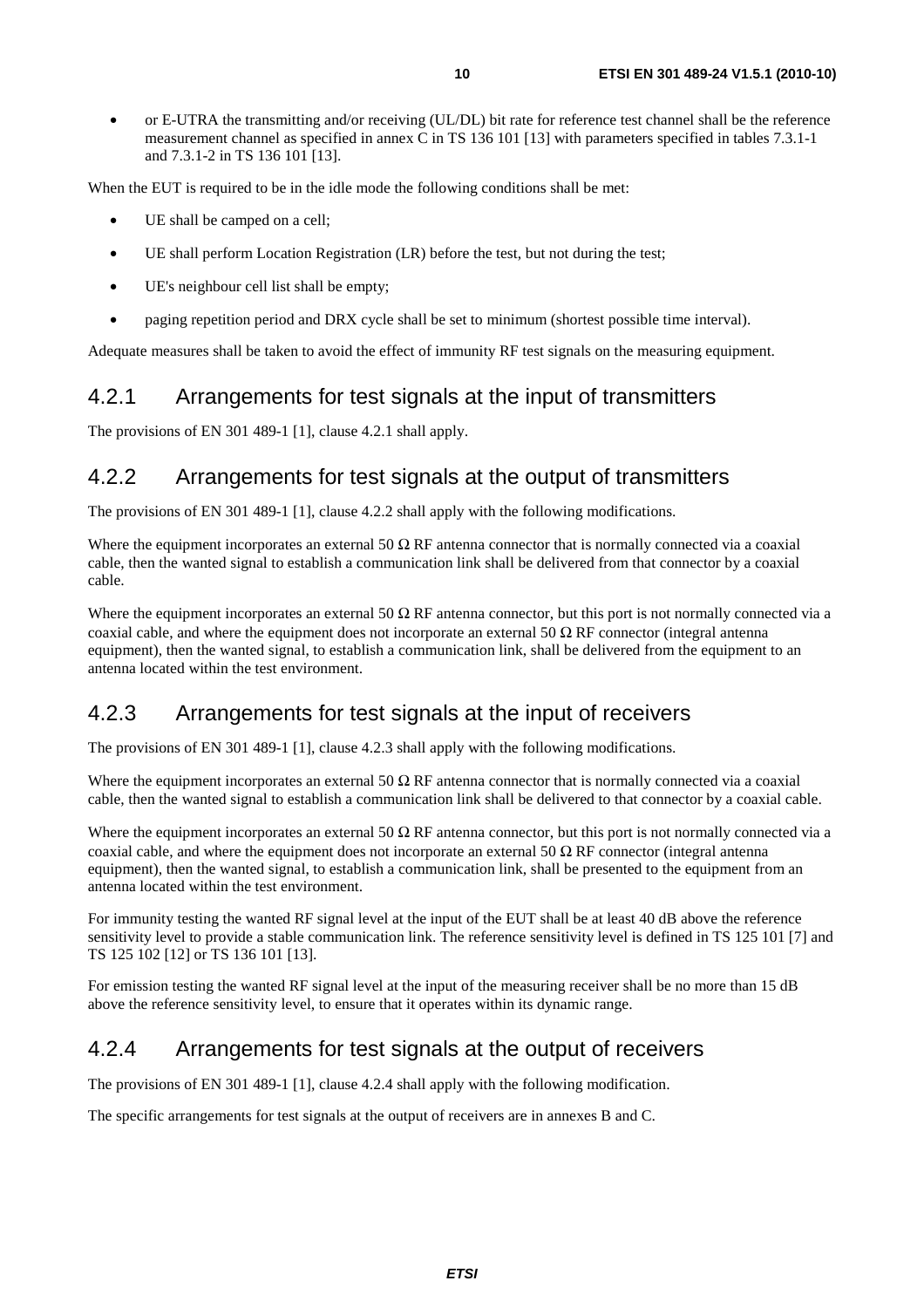- or E-UTRA the transmitting and/or receiving (UL/DL) bit rate for reference test channel shall be the reference measurement channel as specified in annex C in TS 136 101 [13] with parameters specified in tables 7.3.1-1 and 7.3.1-2 in TS 136 101 [13].

When the EUT is required to be in the idle mode the following conditions shall be met:

- UE shall be camped on a cell;
- UE shall perform Location Registration (LR) before the test, but not during the test;
- UE's neighbour cell list shall be empty;
- paging repetition period and DRX cycle shall be set to minimum (shortest possible time interval).

Adequate measures shall be taken to avoid the effect of immunity RF test signals on the measuring equipment.

### 4.2.1 Arrangements for test signals at the input of transmitters

The provisions of EN 301 489-1 [1], clause 4.2.1 shall apply.

### 4.2.2 Arrangements for test signals at the output of transmitters

The provisions of EN 301 489-1 [1], clause 4.2.2 shall apply with the following modifications.

Where the equipment incorporates an external 50 Ω RF antenna connector that is normally connected via a coaxial cable, then the wanted signal to establish a communication link shall be delivered from that connector by a coaxial cable.

Where the equipment incorporates an external 50 Ω RF antenna connector, but this port is not normally connected via a coaxial cable, and where the equipment does not incorporate an external 50 Ω RF connector (integral antenna equipment), then the wanted signal, to establish a communication link, shall be delivered from the equipment to an antenna located within the test environment.

### 4.2.3 Arrangements for test signals at the input of receivers

The provisions of EN 301 489-1 [1], clause 4.2.3 shall apply with the following modifications.

Where the equipment incorporates an external 50 Ω RF antenna connector that is normally connected via a coaxial cable, then the wanted signal to establish a communication link shall be delivered to that connector by a coaxial cable.

Where the equipment incorporates an external 50 Ω RF antenna connector, but this port is not normally connected via a coaxial cable, and where the equipment does not incorporate an external 50 Ω RF connector (integral antenna equipment), then the wanted signal, to establish a communication link, shall be presented to the equipment from an antenna located within the test environment.

For immunity testing the wanted RF signal level at the input of the EUT shall be at least 40 dB above the reference sensitivity level to provide a stable communication link. The reference sensitivity level is defined in TS 125 101 [7] and TS 125 102 [12] or TS 136 101 [13].

For emission testing the wanted RF signal level at the input of the measuring receiver shall be no more than 15 dB above the reference sensitivity level, to ensure that it operates within its dynamic range.

### 4.2.4 Arrangements for test signals at the output of receivers

The provisions of EN 301 489-1 [1], clause 4.2.4 shall apply with the following modification.

The specific arrangements for test signals at the output of receivers are in annexes B and C.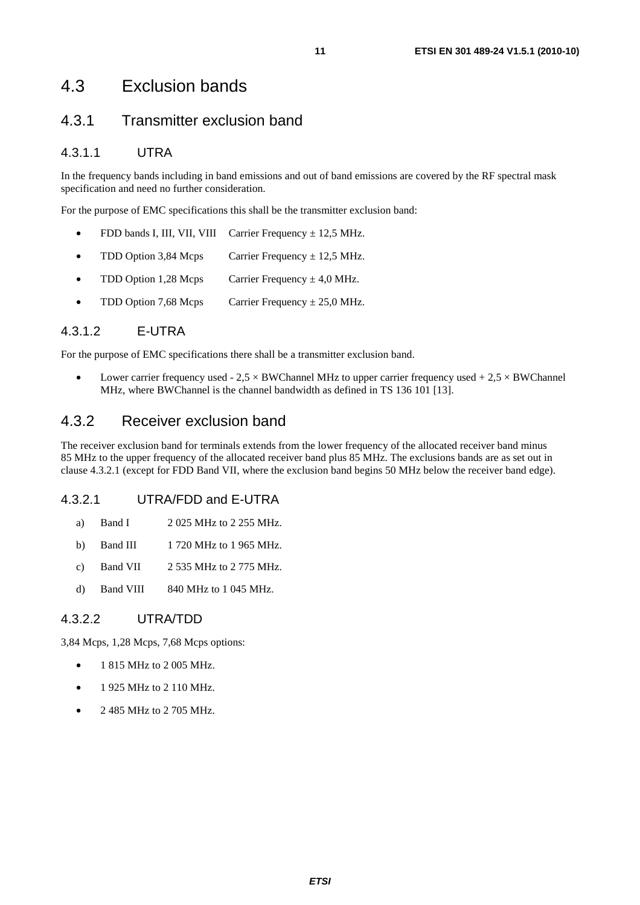## 4.3 Exclusion bands

### 4.3.1 Transmitter exclusion band

#### 4.3.1.1 UTRA

In the frequency bands including in band emissions and out of band emissions are covered by the RF spectral mask specification and need no further consideration.

For the purpose of EMC specifications this shall be the transmitter exclusion band:

- FDD bands I, III, VII, VIII Carrier Frequency ± 12,5 MHz.
- TDD Option 3,84 Mcps Carrier Frequency ± 12,5 MHz.
- TDD Option 1,28 Mcps Carrier Frequency ± 4,0 MHz.
- TDD Option 7,68 Mcps Carrier Frequency ± 25,0 MHz.

#### 4.3.1.2 E-UTRA

For the purpose of EMC specifications there shall be a transmitter exclusion band.

- Lower carrier frequency used - 2,5 × BWChannel MHz to upper carrier frequency used + 2,5 × BWChannel MHz, where BWChannel is the channel bandwidth as defined in TS 136 101 [13].

### 4.3.2 Receiver exclusion band

The receiver exclusion band for terminals extends from the lower frequency of the allocated receiver band minus 85 MHz to the upper frequency of the allocated receiver band plus 85 MHz. The exclusions bands are as set out in clause 4.3.2.1 (except for FDD Band VII, where the exclusion band begins 50 MHz below the receiver band edge).

#### 4.3.2.1 UTRA/FDD and E-UTRA

a) Band I 2 025 MHz to 2 255 MHz.

b) Band III 1 720 MHz to 1 965 MHz.

c) Band VII 2 535 MHz to 2 775 MHz.

d) Band VIII 840 MHz to 1 045 MHz.

#### 4.3.2.2 UTRA/TDD

3,84 Mcps, 1,28 Mcps, 7,68 Mcps options:

- 1 815 MHz to 2 005 MHz.
- 1 925 MHz to 2 110 MHz.
- 2 485 MHz to 2 705 MHz.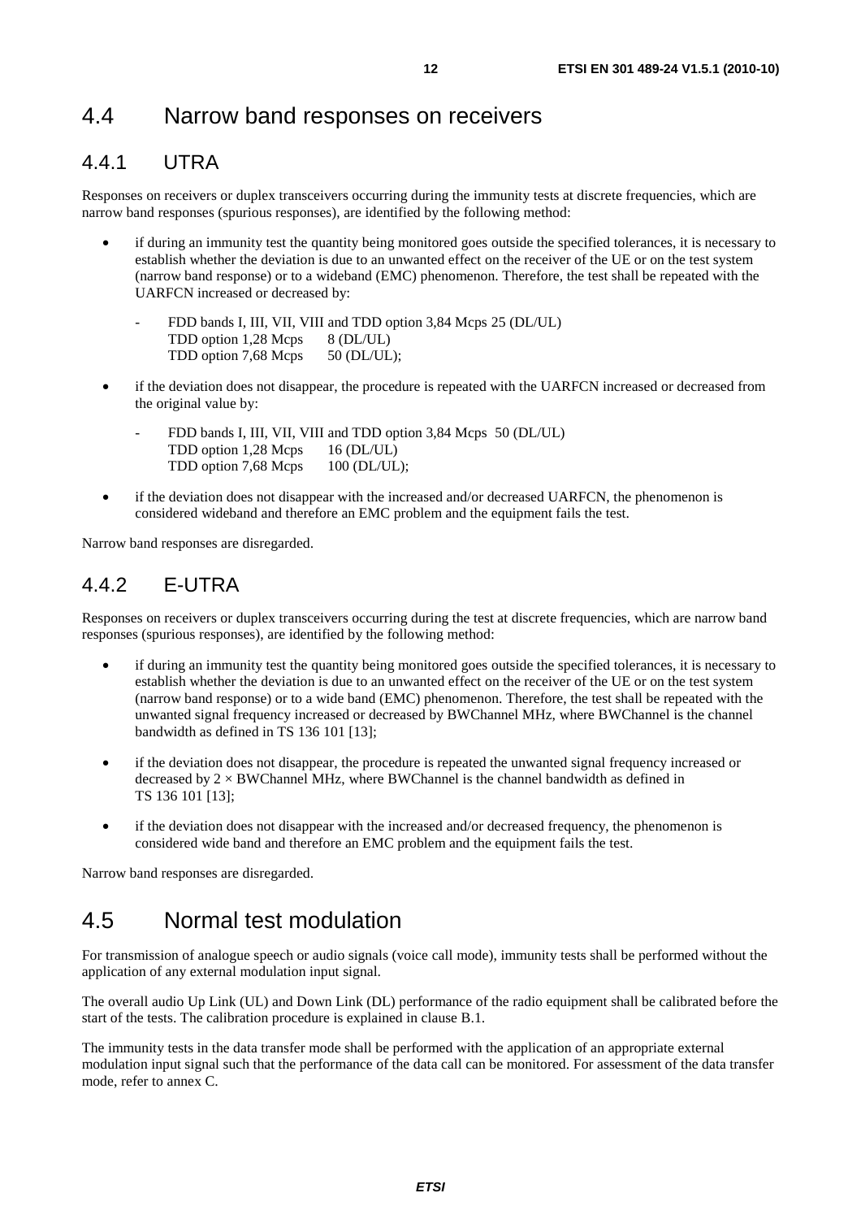## 4.4 Narrow band responses on receivers

### 4.4.1 UTRA

Responses on receivers or duplex transceivers occurring during the immunity tests at discrete frequencies, which are narrow band responses (spurious responses), are identified by the following method:

- if during an immunity test the quantity being monitored goes outside the specified tolerances, it is necessary to establish whether the deviation is due to an unwanted effect on the receiver of the UE or on the test system (narrow band response) or to a wideband (EMC) phenomenon. Therefore, the test shall be repeated with the UARFCN increased or decreased by:
  - FDD bands I, III, VII, VIII and TDD option 3,84 Mcps 25 (DL/UL)
    TDD option 1,28 Mcps 8 (DL/UL)
    TDD option 7,68 Mcps 50 (DL/UL);
- if the deviation does not disappear, the procedure is repeated with the UARFCN increased or decreased from the original value by:
  - FDD bands I, III, VII, VIII and TDD option 3,84 Mcps 50 (DL/UL)
    TDD option 1,28 Mcps 16 (DL/UL)
    TDD option 7,68 Mcps 100 (DL/UL);
- if the deviation does not disappear with the increased and/or decreased UARFCN, the phenomenon is considered wideband and therefore an EMC problem and the equipment fails the test.

Narrow band responses are disregarded.

### 4.4.2 E-UTRA

Responses on receivers or duplex transceivers occurring during the test at discrete frequencies, which are narrow band responses (spurious responses), are identified by the following method:

- if during an immunity test the quantity being monitored goes outside the specified tolerances, it is necessary to establish whether the deviation is due to an unwanted effect on the receiver of the UE or on the test system (narrow band response) or to a wide band (EMC) phenomenon. Therefore, the test shall be repeated with the unwanted signal frequency increased or decreased by BWChannel MHz, where BWChannel is the channel bandwidth as defined in TS 136 101 [13];
- if the deviation does not disappear, the procedure is repeated the unwanted signal frequency increased or decreased by $2 \times$ BWChannel MHz, where BWChannel is the channel bandwidth as defined in TS 136 101 [13];
- if the deviation does not disappear with the increased and/or decreased frequency, the phenomenon is considered wide band and therefore an EMC problem and the equipment fails the test.

Narrow band responses are disregarded.

## 4.5 Normal test modulation

For transmission of analogue speech or audio signals (voice call mode), immunity tests shall be performed without the application of any external modulation input signal.

The overall audio Up Link (UL) and Down Link (DL) performance of the radio equipment shall be calibrated before the start of the tests. The calibration procedure is explained in clause B.1.

The immunity tests in the data transfer mode shall be performed with the application of an appropriate external modulation input signal such that the performance of the data call can be monitored. For assessment of the data transfer mode, refer to annex C.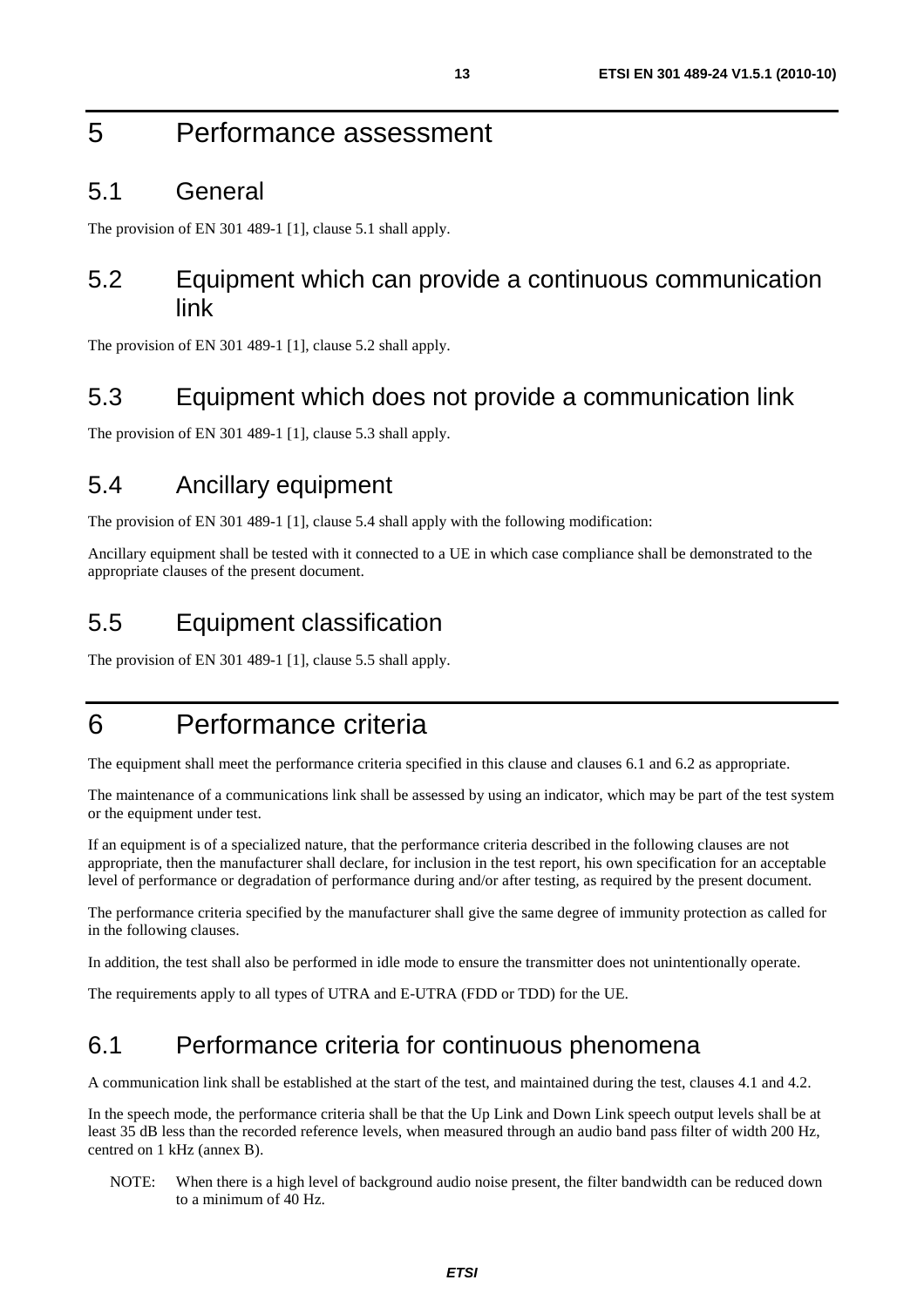# 5 Performance assessment

## 5.1 General

The provision of EN 301 489-1 [1], clause 5.1 shall apply.

## 5.2 Equipment which can provide a continuous communication link

The provision of EN 301 489-1 [1], clause 5.2 shall apply.

## 5.3 Equipment which does not provide a communication link

The provision of EN 301 489-1 [1], clause 5.3 shall apply.

## 5.4 Ancillary equipment

The provision of EN 301 489-1 [1], clause 5.4 shall apply with the following modification:

Ancillary equipment shall be tested with it connected to a UE in which case compliance shall be demonstrated to the appropriate clauses of the present document.

## 5.5 Equipment classification

The provision of EN 301 489-1 [1], clause 5.5 shall apply.

# 6 Performance criteria

The equipment shall meet the performance criteria specified in this clause and clauses 6.1 and 6.2 as appropriate.

The maintenance of a communications link shall be assessed by using an indicator, which may be part of the test system or the equipment under test.

If an equipment is of a specialized nature, that the performance criteria described in the following clauses are not appropriate, then the manufacturer shall declare, for inclusion in the test report, his own specification for an acceptable level of performance or degradation of performance during and/or after testing, as required by the present document.

The performance criteria specified by the manufacturer shall give the same degree of immunity protection as called for in the following clauses.

In addition, the test shall also be performed in idle mode to ensure the transmitter does not unintentionally operate.

The requirements apply to all types of UTRA and E-UTRA (FDD or TDD) for the UE.

## 6.1 Performance criteria for continuous phenomena

A communication link shall be established at the start of the test, and maintained during the test, clauses 4.1 and 4.2.

In the speech mode, the performance criteria shall be that the Up Link and Down Link speech output levels shall be at least 35 dB less than the recorded reference levels, when measured through an audio band pass filter of width 200 Hz, centred on 1 kHz (annex B).

NOTE: When there is a high level of background audio noise present, the filter bandwidth can be reduced down to a minimum of 40 Hz.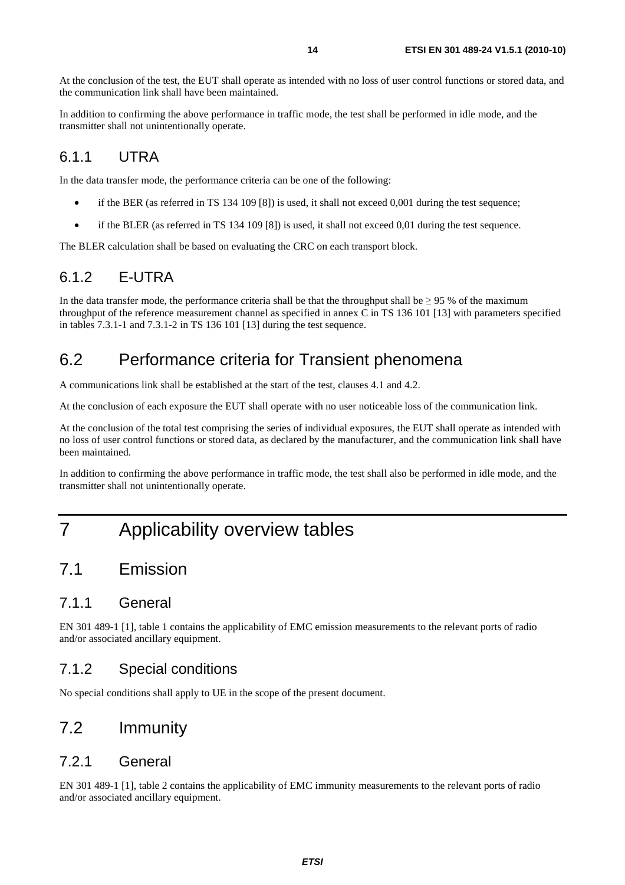At the conclusion of the test, the EUT shall operate as intended with no loss of user control functions or stored data, and the communication link shall have been maintained.

In addition to confirming the above performance in traffic mode, the test shall be performed in idle mode, and the transmitter shall not unintentionally operate.

### 6.1.1 UTRA

In the data transfer mode, the performance criteria can be one of the following:

- if the BER (as referred in TS 134 109 [8]) is used, it shall not exceed 0,001 during the test sequence;
- if the BLER (as referred in TS 134 109 [8]) is used, it shall not exceed 0,01 during the test sequence.

The BLER calculation shall be based on evaluating the CRC on each transport block.

### 6.1.2 E-UTRA

In the data transfer mode, the performance criteria shall be that the throughput shall be $\geq$ 95 % of the maximum throughput of the reference measurement channel as specified in annex C in TS 136 101 [13] with parameters specified in tables 7.3.1-1 and 7.3.1-2 in TS 136 101 [13] during the test sequence.

## 6.2 Performance criteria for Transient phenomena

A communications link shall be established at the start of the test, clauses 4.1 and 4.2.

At the conclusion of each exposure the EUT shall operate with no user noticeable loss of the communication link.

At the conclusion of the total test comprising the series of individual exposures, the EUT shall operate as intended with no loss of user control functions or stored data, as declared by the manufacturer, and the communication link shall have been maintained.

In addition to confirming the above performance in traffic mode, the test shall also be performed in idle mode, and the transmitter shall not unintentionally operate.

# 7 Applicability overview tables

## 7.1 Emission

### 7.1.1 General

EN 301 489-1 [1], table 1 contains the applicability of EMC emission measurements to the relevant ports of radio and/or associated ancillary equipment.

### 7.1.2 Special conditions

No special conditions shall apply to UE in the scope of the present document.

## 7.2 Immunity

### 7.2.1 General

EN 301 489-1 [1], table 2 contains the applicability of EMC immunity measurements to the relevant ports of radio and/or associated ancillary equipment.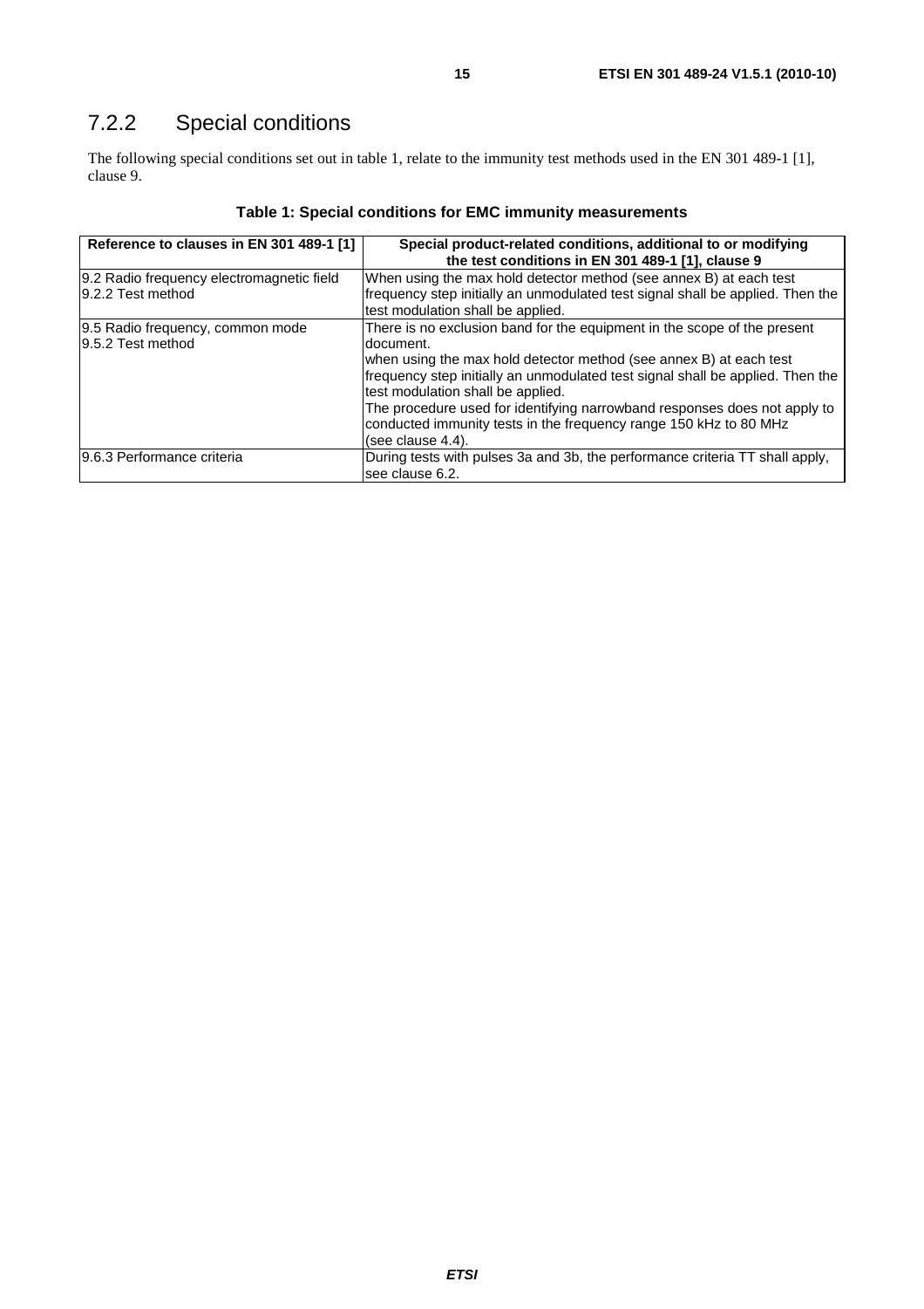### 7.2.2 Special conditions

The following special conditions set out in table 1, relate to the immunity test methods used in the EN 301 489-1 [1], clause 9.

**Table 1: Special conditions for EMC immunity measurements**

| Reference to clauses in EN 301 489-1 [1] | Special product-related conditions, additional to or modifying the test conditions in EN 301 489-1 [1], clause 9 |
|---|---|
| 9.2 Radio frequency electromagnetic field<br>9.2.2 Test method | When using the max hold detector method (see annex B) at each test frequency step initially an unmodulated test signal shall be applied. Then the test modulation shall be applied. |
| 9.5 Radio frequency, common mode<br>9.5.2 Test method | There is no exclusion band for the equipment in the scope of the present document.<br>when using the max hold detector method (see annex B) at each test frequency step initially an unmodulated test signal shall be applied. Then the test modulation shall be applied.<br>The procedure used for identifying narrowband responses does not apply to conducted immunity tests in the frequency range 150 kHz to 80 MHz (see clause 4.4). |
| 9.6.3 Performance criteria | During tests with pulses 3a and 3b, the performance criteria TT shall apply, see clause 6.2. |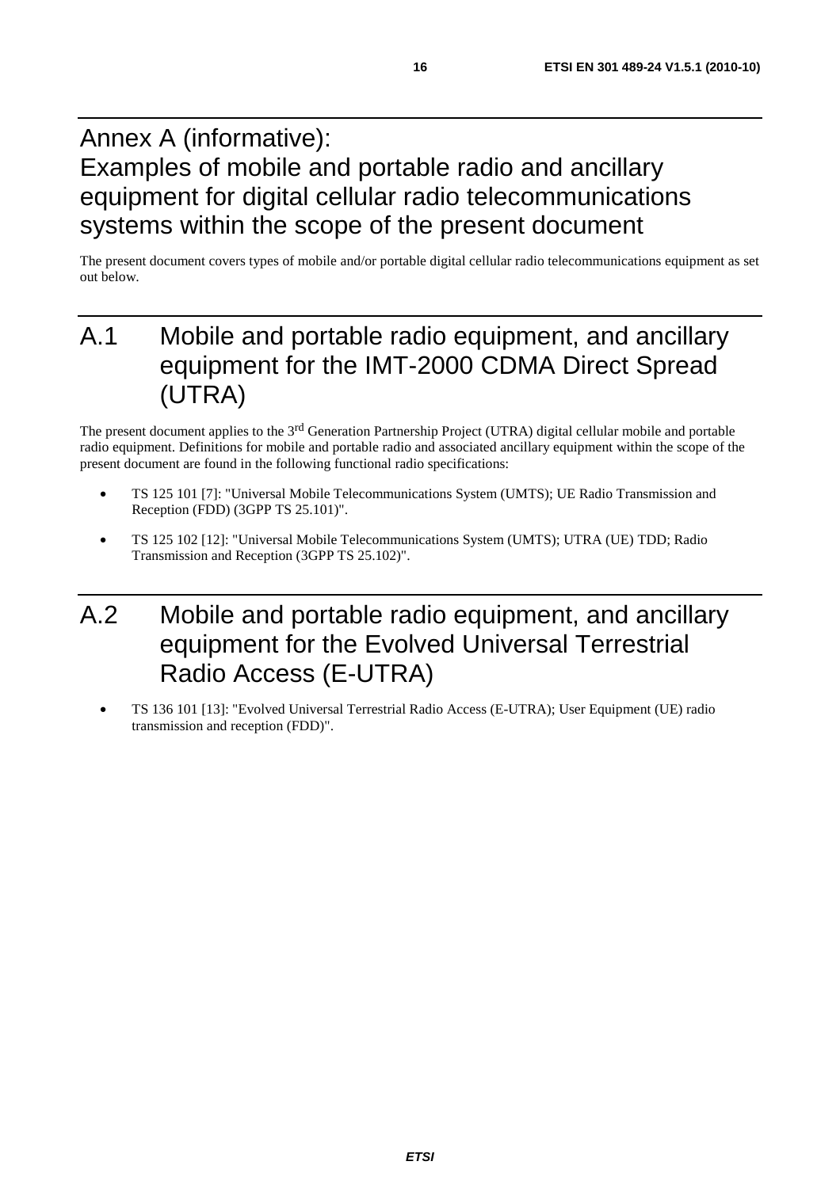# Annex A (informative): Examples of mobile and portable radio and ancillary equipment for digital cellular radio telecommunications systems within the scope of the present document

The present document covers types of mobile and/or portable digital cellular radio telecommunications equipment as set out below.

## A.1 Mobile and portable radio equipment, and ancillary equipment for the IMT-2000 CDMA Direct Spread (UTRA)

The present document applies to the 3rd Generation Partnership Project (UTRA) digital cellular mobile and portable radio equipment. Definitions for mobile and portable radio and associated ancillary equipment within the scope of the present document are found in the following functional radio specifications:

- TS 125 101 [7]: "Universal Mobile Telecommunications System (UMTS); UE Radio Transmission and Reception (FDD) (3GPP TS 25.101)".
- TS 125 102 [12]: "Universal Mobile Telecommunications System (UMTS); UTRA (UE) TDD; Radio Transmission and Reception (3GPP TS 25.102)".

## A.2 Mobile and portable radio equipment, and ancillary equipment for the Evolved Universal Terrestrial Radio Access (E-UTRA)

- TS 136 101 [13]: "Evolved Universal Terrestrial Radio Access (E-UTRA); User Equipment (UE) radio transmission and reception (FDD)".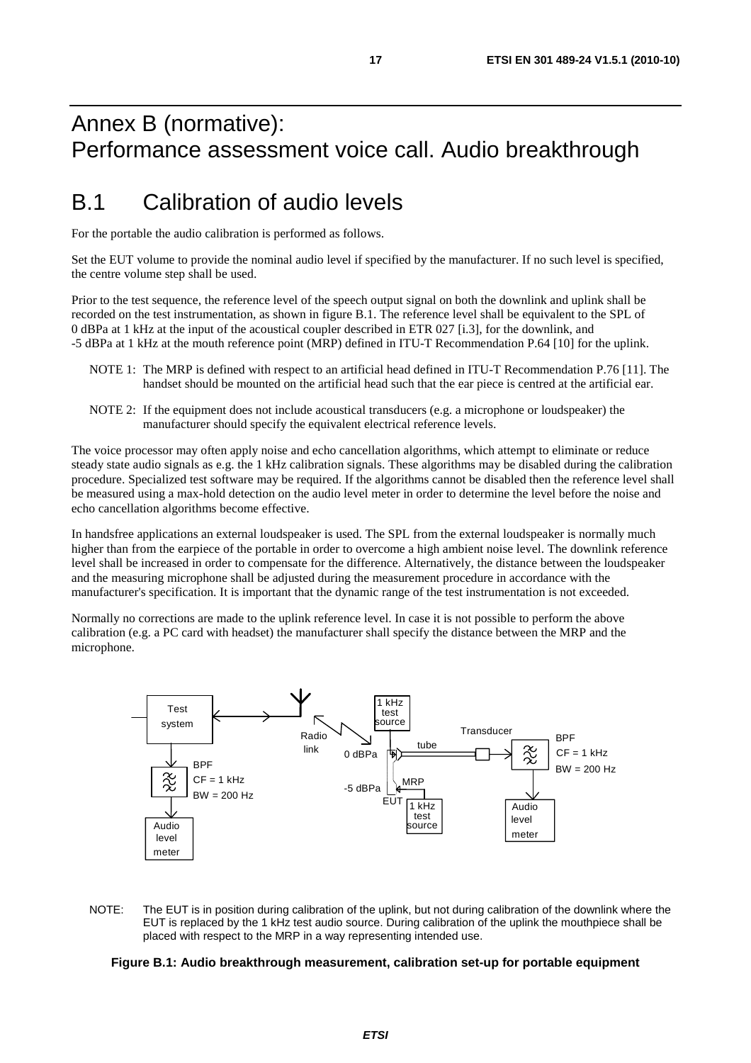# Annex B (normative): Performance assessment voice call. Audio breakthrough

## B.1 Calibration of audio levels

For the portable the audio calibration is performed as follows.

Set the EUT volume to provide the nominal audio level if specified by the manufacturer. If no such level is specified, the centre volume step shall be used.

Prior to the test sequence, the reference level of the speech output signal on both the downlink and uplink shall be recorded on the test instrumentation, as shown in figure B.1. The reference level shall be equivalent to the SPL of 0 dBPa at 1 kHz at the input of the acoustical coupler described in ETR 027 [i.3], for the downlink, and -5 dBPa at 1 kHz at the mouth reference point (MRP) defined in ITU-T Recommendation P.64 [10] for the uplink.

NOTE 1: The MRP is defined with respect to an artificial head defined in ITU-T Recommendation P.76 [11]. The handset should be mounted on the artificial head such that the ear piece is centred at the artificial ear.

NOTE 2: If the equipment does not include acoustical transducers (e.g. a microphone or loudspeaker) the manufacturer should specify the equivalent electrical reference levels.

The voice processor may often apply noise and echo cancellation algorithms, which attempt to eliminate or reduce steady state audio signals as e.g. the 1 kHz calibration signals. These algorithms may be disabled during the calibration procedure. Specialized test software may be required. If the algorithms cannot be disabled then the reference level shall be measured using a max-hold detection on the audio level meter in order to determine the level before the noise and echo cancellation algorithms become effective.

In handsfree applications an external loudspeaker is used. The SPL from the external loudspeaker is normally much higher than from the earpiece of the portable in order to overcome a high ambient noise level. The downlink reference level shall be increased in order to compensate for the difference. Alternatively, the distance between the loudspeaker and the measuring microphone shall be adjusted during the measurement procedure in accordance with the manufacturer's specification. It is important that the dynamic range of the test instrumentation is not exceeded.

Normally no corrections are made to the uplink reference level. In case it is not possible to perform the above calibration (e.g. a PC card with headset) the manufacturer shall specify the distance between the MRP and the microphone.

Test system | Radio link | 1 kHz test source | Transducer | tube | 0 dBPa | -5 dBPa | MRP | EUT | 1 kHz test source | BPF CF = 1 kHz BW = 200 Hz | Audio level meter | BPF CF = 1 kHz BW = 200 Hz | Audio level meter

NOTE: The EUT is in position during calibration of the uplink, but not during calibration of the downlink where the EUT is replaced by the 1 kHz test audio source. During calibration of the uplink the mouthpiece shall be placed with respect to the MRP in a way representing intended use.

**Figure B.1: Audio breakthrough measurement, calibration set-up for portable equipment**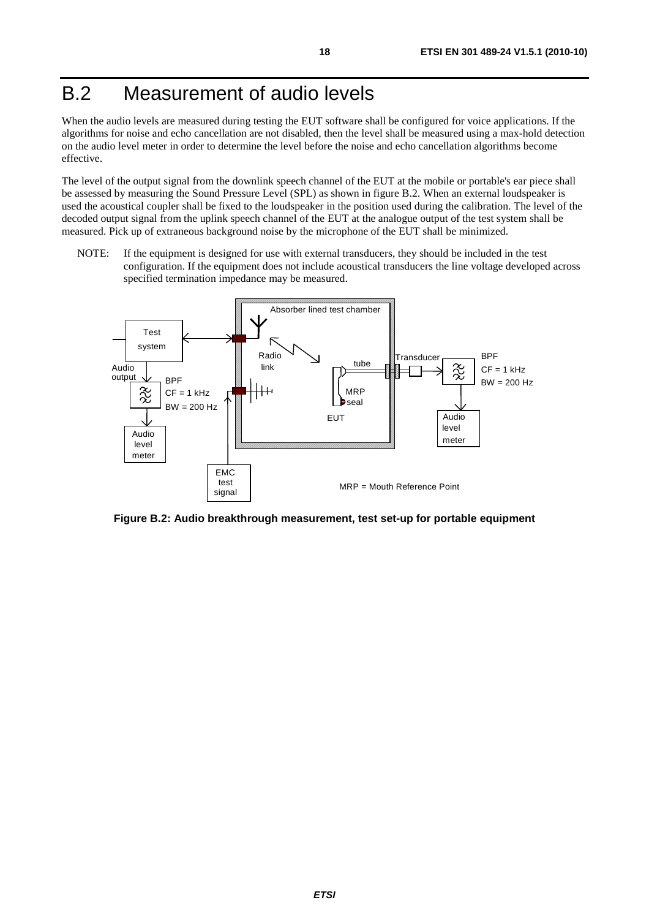# B.2 Measurement of audio levels

When the audio levels are measured during testing the EUT software shall be configured for voice applications. If the algorithms for noise and echo cancellation are not disabled, then the level shall be measured using a max-hold detection on the audio level meter in order to determine the level before the noise and echo cancellation algorithms become effective.

The level of the output signal from the downlink speech channel of the EUT at the mobile or portable's ear piece shall be assessed by measuring the Sound Pressure Level (SPL) as shown in figure B.2. When an external loudspeaker is used the acoustical coupler shall be fixed to the loudspeaker in the position used during the calibration. The level of the decoded output signal from the uplink speech channel of the EUT at the analogue output of the test system shall be measured. Pick up of extraneous background noise by the microphone of the EUT shall be minimized.

NOTE: If the equipment is designed for use with external transducers, they should be included in the test configuration. If the equipment does not include acoustical transducers the line voltage developed across specified termination impedance may be measured.

**Figure B.2: Audio breakthrough measurement, test set-up for portable equipment**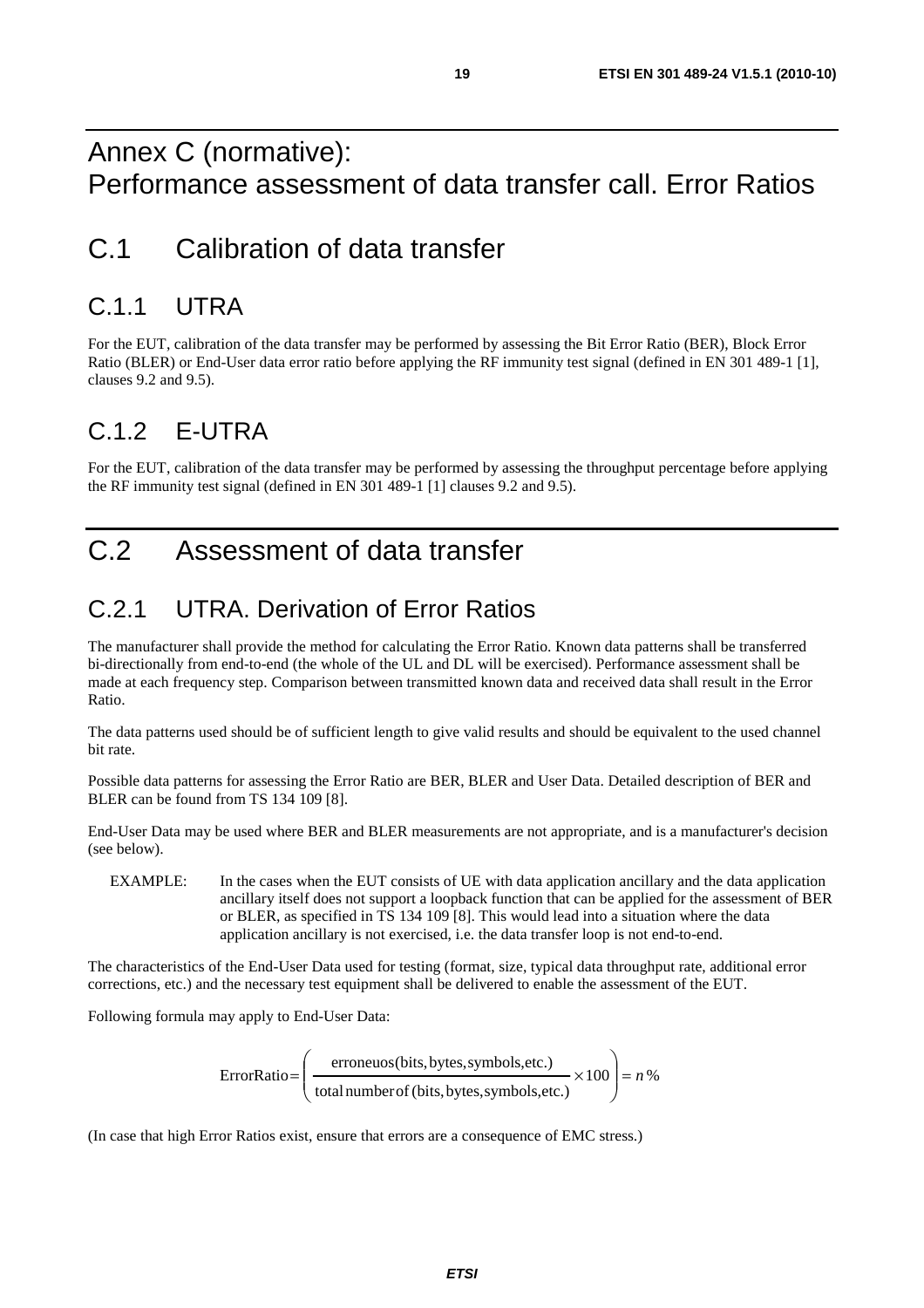# Annex C (normative): Performance assessment of data transfer call. Error Ratios

# C.1 Calibration of data transfer

## C.1.1 UTRA

For the EUT, calibration of the data transfer may be performed by assessing the Bit Error Ratio (BER), Block Error Ratio (BLER) or End-User data error ratio before applying the RF immunity test signal (defined in EN 301 489-1 [1], clauses 9.2 and 9.5).

## C.1.2 E-UTRA

For the EUT, calibration of the data transfer may be performed by assessing the throughput percentage before applying the RF immunity test signal (defined in EN 301 489-1 [1] clauses 9.2 and 9.5).

# C.2 Assessment of data transfer

## C.2.1 UTRA. Derivation of Error Ratios

The manufacturer shall provide the method for calculating the Error Ratio. Known data patterns shall be transferred bi-directionally from end-to-end (the whole of the UL and DL will be exercised). Performance assessment shall be made at each frequency step. Comparison between transmitted known data and received data shall result in the Error Ratio.

The data patterns used should be of sufficient length to give valid results and should be equivalent to the used channel bit rate.

Possible data patterns for assessing the Error Ratio are BER, BLER and User Data. Detailed description of BER and BLER can be found from TS 134 109 [8].

End-User Data may be used where BER and BLER measurements are not appropriate, and is a manufacturer's decision (see below).

EXAMPLE: In the cases when the EUT consists of UE with data application ancillary and the data application ancillary itself does not support a loopback function that can be applied for the assessment of BER or BLER, as specified in TS 134 109 [8]. This would lead into a situation where the data application ancillary is not exercised, i.e. the data transfer loop is not end-to-end.

The characteristics of the End-User Data used for testing (format, size, typical data throughput rate, additional error corrections, etc.) and the necessary test equipment shall be delivered to enable the assessment of the EUT.

Following formula may apply to End-User Data:

$$\text{ErrorRatio} = \left( \frac{\text{erroneuos(bits, bytes, symbols, etc.)}}{\text{total number of (bits, bytes, symbols, etc.)}} \times 100 \right) = n\%$$

(In case that high Error Ratios exist, ensure that errors are a consequence of EMC stress.)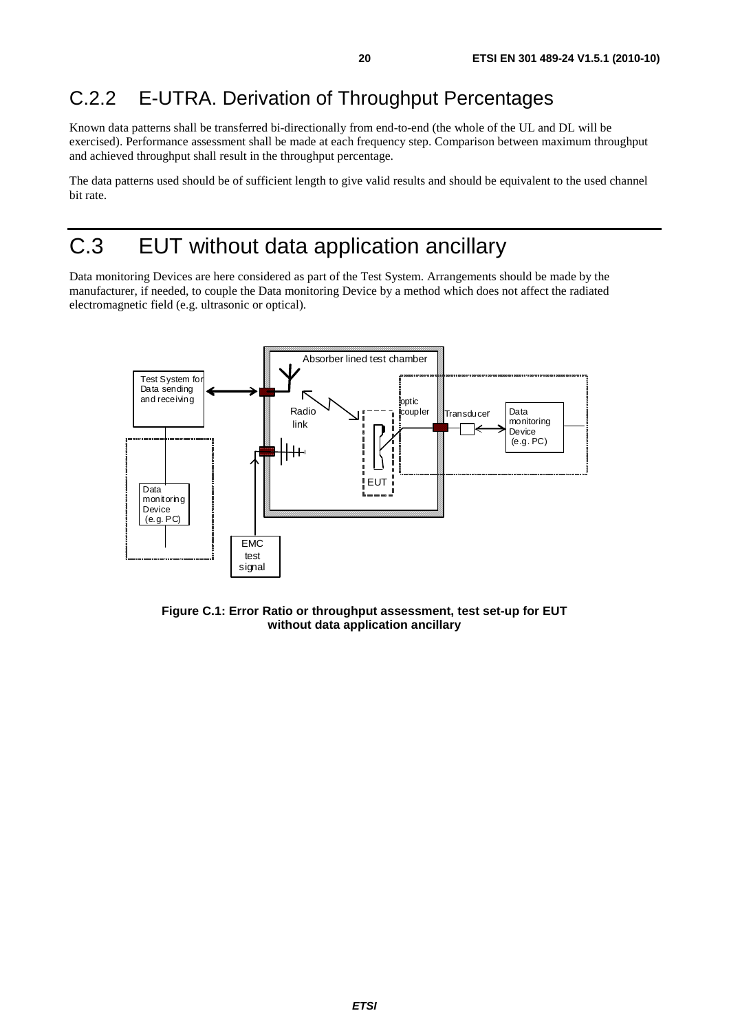## C.2.2 E-UTRA. Derivation of Throughput Percentages

Known data patterns shall be transferred bi-directionally from end-to-end (the whole of the UL and DL will be exercised). Performance assessment shall be made at each frequency step. Comparison between maximum throughput and achieved throughput shall result in the throughput percentage.

The data patterns used should be of sufficient length to give valid results and should be equivalent to the used channel bit rate.

# C.3 EUT without data application ancillary

Data monitoring Devices are here considered as part of the Test System. Arrangements should be made by the manufacturer, if needed, to couple the Data monitoring Device by a method which does not affect the radiated electromagnetic field (e.g. ultrasonic or optical).

Absorber lined test chamber

Test System for Data sending and receiving

Radio link

optic coupler

Transducer

Data monitoring Device (e.g. PC)

EUT

Data monitoring Device (e.g. PC)

EMC test signal

**Figure C.1: Error Ratio or throughput assessment, test set-up for EUT without data application ancillary**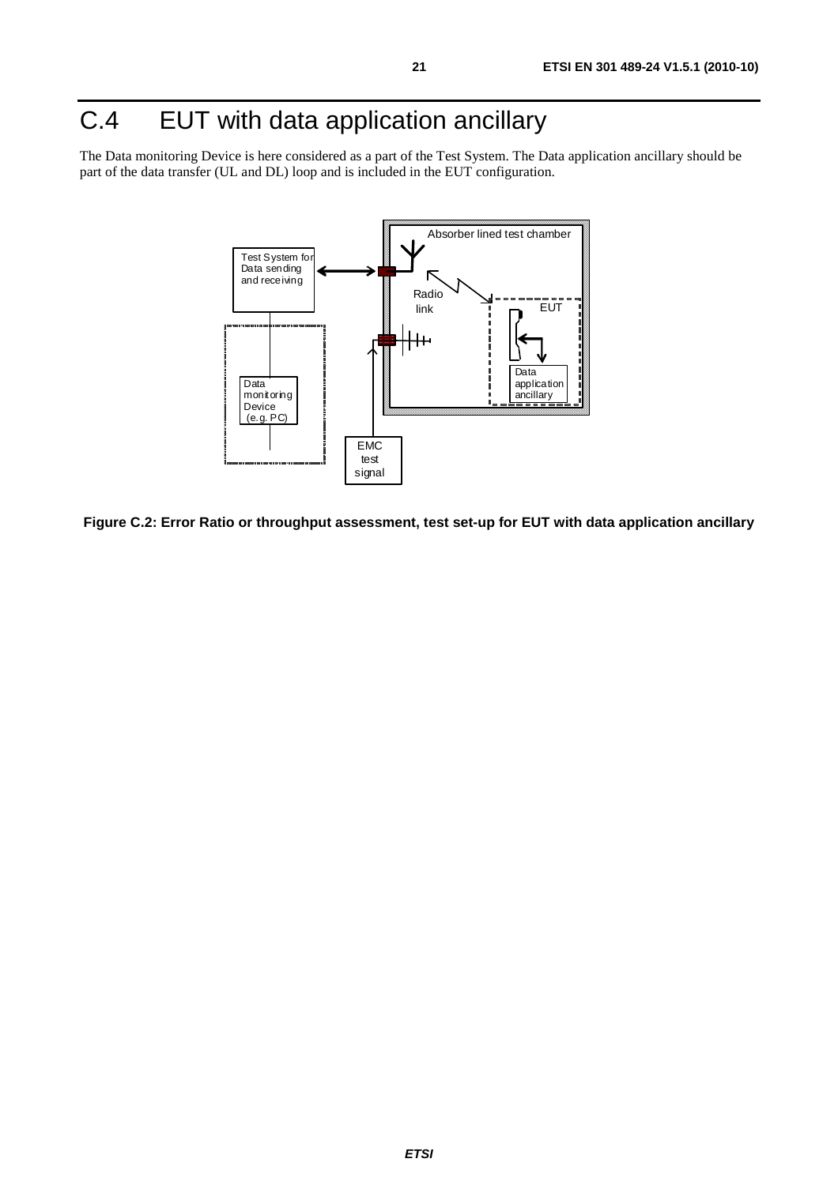# C.4 EUT with data application ancillary

The Data monitoring Device is here considered as a part of the Test System. The Data application ancillary should be part of the data transfer (UL and DL) loop and is included in the EUT configuration.

**Figure C.2: Error Ratio or throughput assessment, test set-up for EUT with data application ancillary**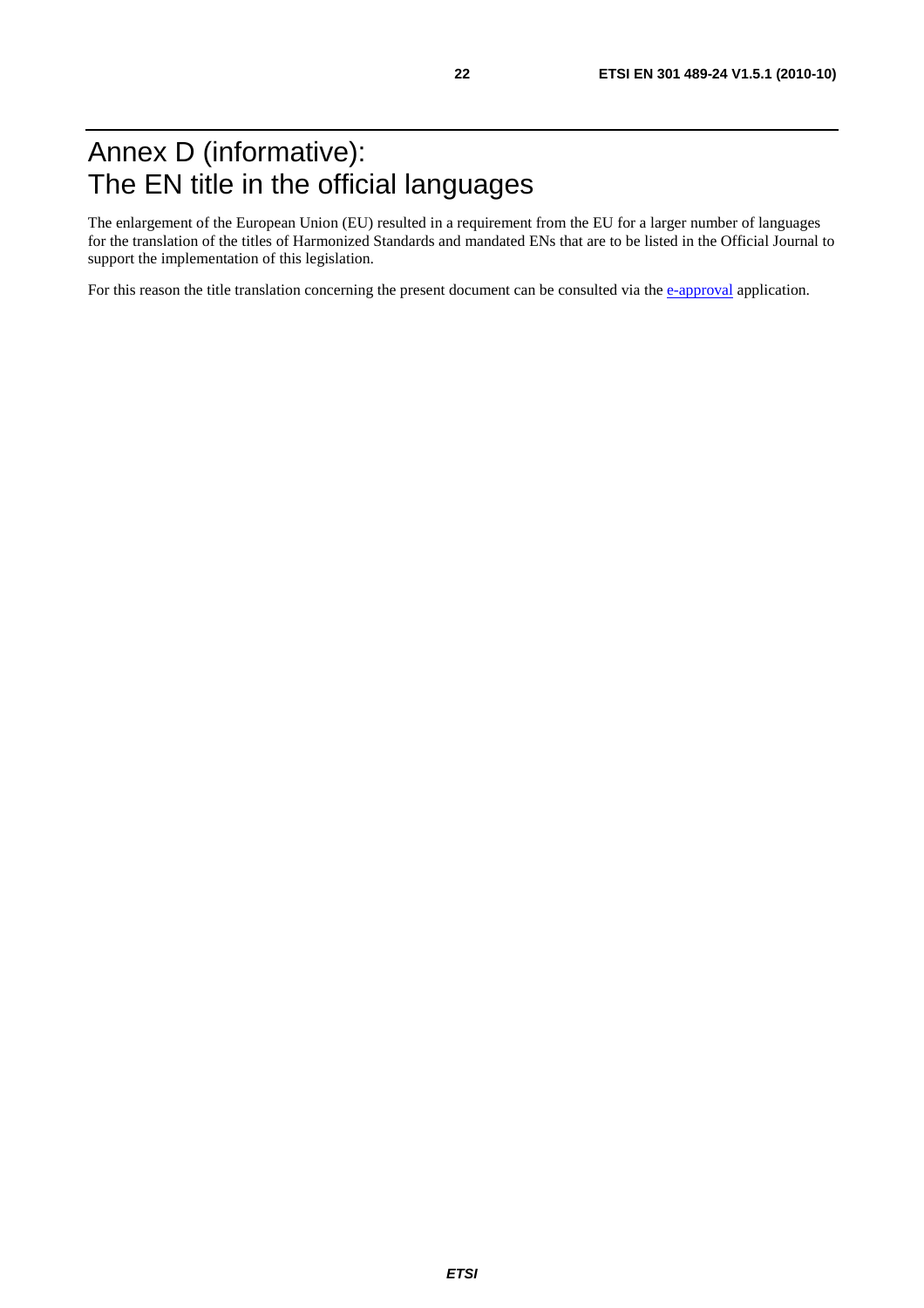# Annex D (informative): The EN title in the official languages

The enlargement of the European Union (EU) resulted in a requirement from the EU for a larger number of languages for the translation of the titles of Harmonized Standards and mandated ENs that are to be listed in the Official Journal to support the implementation of this legislation.

For this reason the title translation concerning the present document can be consulted via the e-approval application.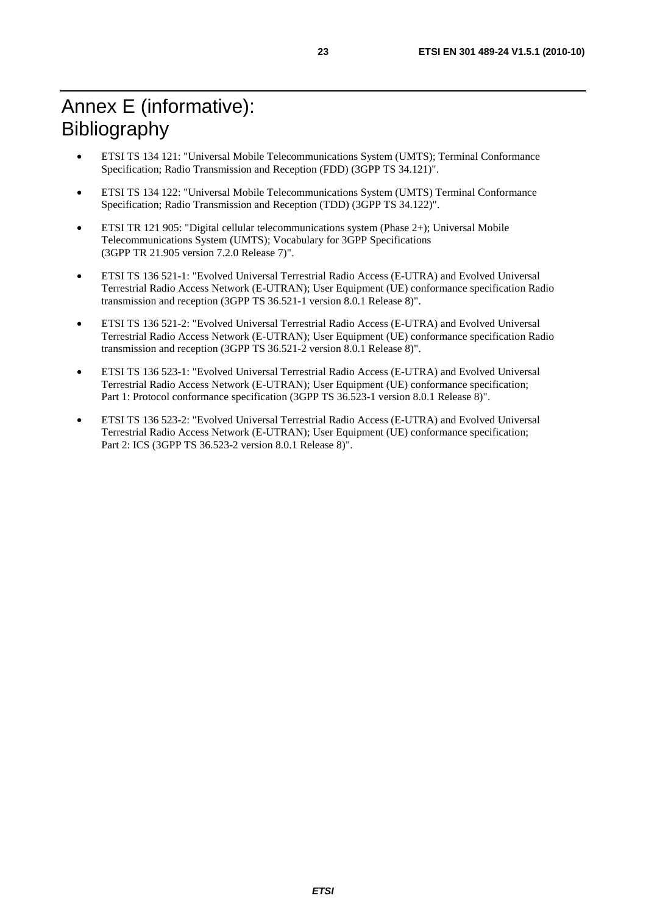# Annex E (informative): Bibliography

- ETSI TS 134 121: "Universal Mobile Telecommunications System (UMTS); Terminal Conformance Specification; Radio Transmission and Reception (FDD) (3GPP TS 34.121)".
- ETSI TS 134 122: "Universal Mobile Telecommunications System (UMTS) Terminal Conformance Specification; Radio Transmission and Reception (TDD) (3GPP TS 34.122)".
- ETSI TR 121 905: "Digital cellular telecommunications system (Phase 2+); Universal Mobile Telecommunications System (UMTS); Vocabulary for 3GPP Specifications (3GPP TR 21.905 version 7.2.0 Release 7)".
- ETSI TS 136 521-1: "Evolved Universal Terrestrial Radio Access (E-UTRA) and Evolved Universal Terrestrial Radio Access Network (E-UTRAN); User Equipment (UE) conformance specification Radio transmission and reception (3GPP TS 36.521-1 version 8.0.1 Release 8)".
- ETSI TS 136 521-2: "Evolved Universal Terrestrial Radio Access (E-UTRA) and Evolved Universal Terrestrial Radio Access Network (E-UTRAN); User Equipment (UE) conformance specification Radio transmission and reception (3GPP TS 36.521-2 version 8.0.1 Release 8)".
- ETSI TS 136 523-1: "Evolved Universal Terrestrial Radio Access (E-UTRA) and Evolved Universal Terrestrial Radio Access Network (E-UTRAN); User Equipment (UE) conformance specification; Part 1: Protocol conformance specification (3GPP TS 36.523-1 version 8.0.1 Release 8)".
- ETSI TS 136 523-2: "Evolved Universal Terrestrial Radio Access (E-UTRA) and Evolved Universal Terrestrial Radio Access Network (E-UTRAN); User Equipment (UE) conformance specification; Part 2: ICS (3GPP TS 36.523-2 version 8.0.1 Release 8)".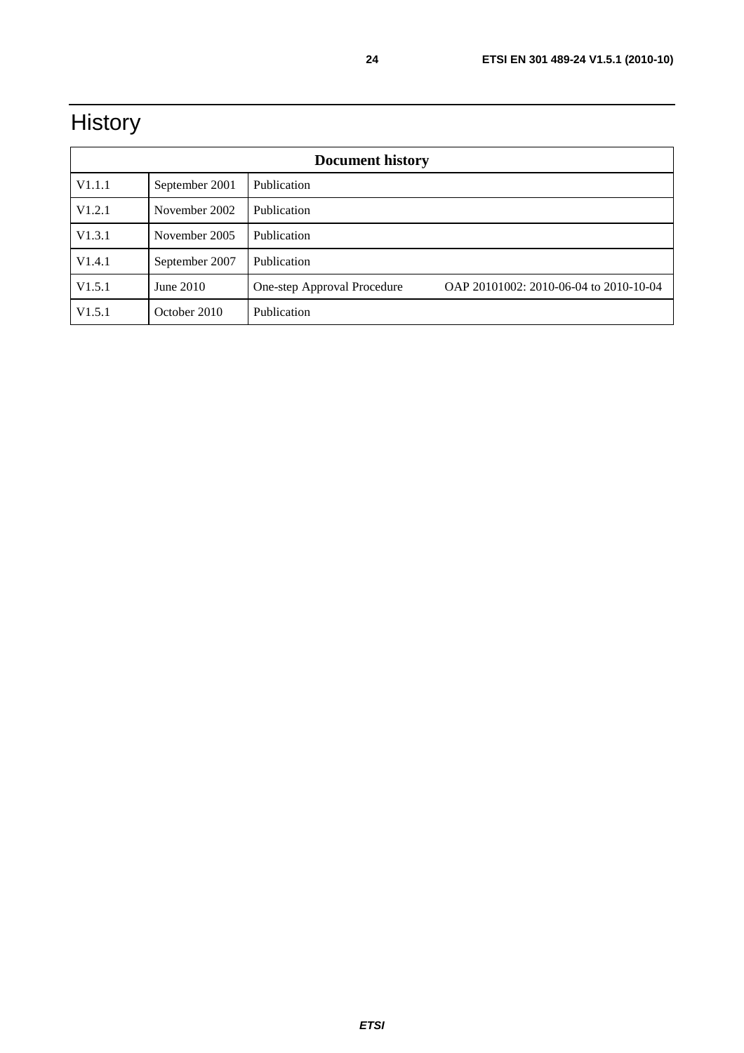# History

| Document history | | | |
|---|---|---|---|
| V1.1.1 | September 2001 | Publication | |
| V1.2.1 | November 2002 | Publication | |
| V1.3.1 | November 2005 | Publication | |
| V1.4.1 | September 2007 | Publication | |
| V1.5.1 | June 2010 | One-step Approval Procedure | OAP 20101002: 2010-06-04 to 2010-10-04 |
| V1.5.1 | October 2010 | Publication | |